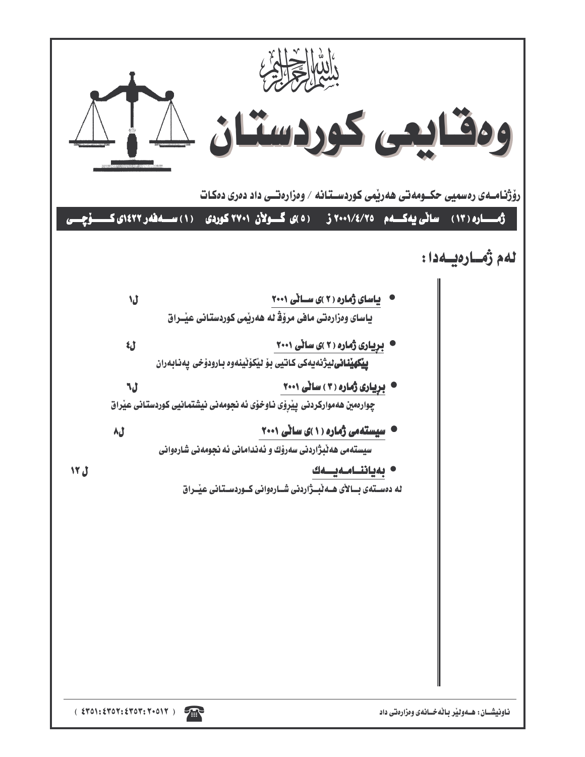بسم الله الرحمن الرحيم

# وەقایعی کوردستان

رۆژنامەی رەسمیی حکومەتی هەرێمی کوردستانە / وەزارەتی داد دەری دەکات

ژمارە (١٣) ساڵی یەکەم ٢٠٠١/٤/٢٥ ز (٥)ی گوڵان ٢٧٠١ کوردی (١) سەفەر ١٤٢٢ی کۆچی

## لەم ژمارەیەدا :

- **یاسای ژمارە (٢)ی ساڵی ٢٠٠١** ل١
  یاسای وەزارەتی مافی مرۆڤ لە هەرێمی کوردستانی عێراق

- **بڕیاری ژمارە (٢)ی ساڵی ٢٠٠١** ل٤
  پێکهێنانی لیژنەیەکی کاتیی بۆ لێکۆڵینەوە بارودۆخی پەنابەران

- **بڕیاری ژمارە (٣) ساڵی ٢٠٠١** ل٦
  چوارەمین هەموارکردنی پێڕۆی ناوخۆی ئە نجومەنی نیشتمانیی کوردستانی عێراق

- **سیستەمی ژمارە (١)ی ساڵی ٢٠٠١** ل٨
  سیستەمی هەڵبژاردنی سەرۆك و ئەندامانی ئە نجومەنی شارەوانی

- **بەیاننامەیەك** ل ١٢
  لە دەستەی باڵای هەڵبژاردنی شارەوانی کوردستانی عێراق

ناونیشان: هەولێر باڵەخانەی وەزارەتی داد

( ٤٣٥١:٤٣٥٢:٤٣٥٣:٢٠٥١٢ )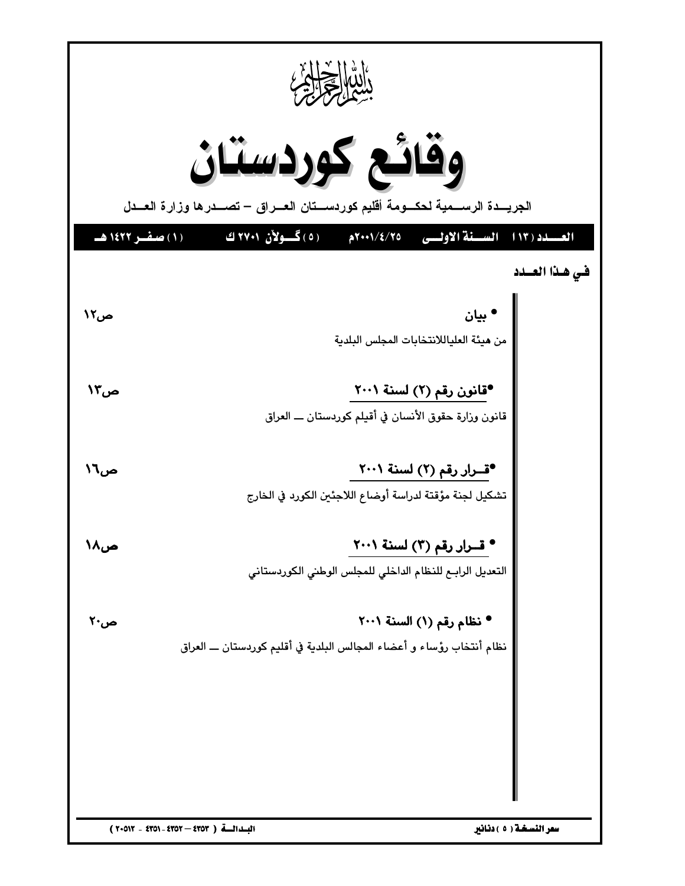بسم الله الرحمن الرحيم

# وقائع كوردستان

**الجريـــدة الرســـمية لحكـــومة أقليم كوردســـتان العـــراق – تصـــدرها وزارة العـــدل**

**العـــدد (١١٣) السـنة الاولـى ٢٠٠١/٤/٢٥م (٥) گـولآن ٢٧٠١ ك (١) صفـر ١٤٢٢ هـ**

## فـي هـذا العـدد

- **بيان** ص١٢

من هيئة العلياللانتخابات المجلس البلدية

- **قانون رقم (٢) لسنة ٢٠٠١** ص١٣

قانون وزارة حقوق الأنسان في أقيلم كوردستان ـــ العراق

- **قـرار رقم (٢) لسنة ٢٠٠١** ص١٦

تشكيل لجنة مؤقتة لدراسة أوضاع اللاجئين الكورد في الخارج

- **قـرار رقم (٣) لسنة ٢٠٠١** ص١٨

التعديل الرابع للنظام الداخلي للمجلس الوطني الكوردستاني

- **نظام رقم (١) السنة ٢٠٠١** ص٢٠

نظام أنتخاب رؤساء و أعضاء المجالس البلدية في أقليم كوردستان ـــ العراق

**سعر النسخة (٥) دنانير** **البـدالــة (٤٣٥٣ – ٤٣٥٢ - ٤٣٥١ - ٢٠٥١٢)**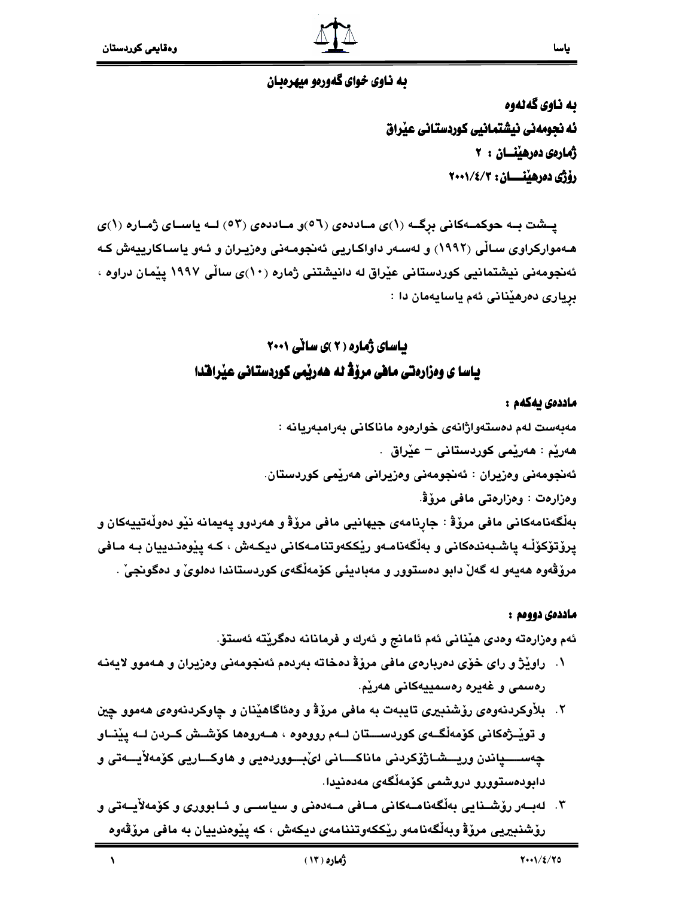به ناوی خوای گەورەو میهرەبان

**بە ناوی گەلەوە**
**ئەنجومەنی نیشتمانیی کوردستانی عێراق**
**ژمارەی دەرهێنـــان : ٢**
**رۆژی دەرهێنـــــان: ٢٠٠١/٤/٣**

پـشت بـە حوکمـەکانی برگـە (١)ی مـاددەی (٥٦)و مـاددەی (٥٣) لـە یاسـای ژمـارە (١)ی هـەموارکراوی ساڵی (١٩٩٢) و لەسەر داواکاریی ئەنجومـەنی وەزیـران و ئـەو یاساکارییەش کـە ئەنجومەنی نیشتمانیی کوردستانی عێراق لە دانیشتنی ژمارە (١٠)ی ساڵی ١٩٩٧ پێمان دراوە ، بڕیاری دەرهێنانی ئەم یاسایەمان دا :

## یاسای ژمارە (٢)ی ساڵی ٢٠٠١
## یاسا ی وەزارەتی مافی مرۆڤ لە هەرێمی کوردستانی عێراقدا

**ماددەی یەکەم :**

مەبەست لەم دەستەواژانەی خوارەوە ماناکانی بەرامبەریانە :

هەرێم : هەرێمی کوردستانی – عێراق .

ئەنجومەنی وەزیران : ئەنجومەنی وەزیرانی هەرێمی کوردستان.

وەزارەت : وەزارەتی مافی مرۆڤ.

بەڵگەنامەکانی مافی مرۆڤ : جاڕنامەی جیهانیی مافی مرۆڤ و هەردوو پەیمانە نێو دەوڵەتییەکان و پرۆتۆکۆڵە پاشـبەندەکانی و بەڵگەنامـەو رێککەوتنامـەکانی دیکـەش ، کـە پێوەنـدییان بـە مـافی مرۆڤەوە هەیەو لە گەڵ دابو دەستوور و مەبادیئی کۆمەڵگەی کوردستاندا دەلوێ و دەگونجێ .

**ماددەی دووەم :**

ئەم وەزارەتە وەدی هێنانی ئەم ئامانج و ئەرك و فرمانانە دەگرێتە ئەستۆ.

١. راوێژ و رای خۆی دەربارەی مافی مرۆڤ دەخاتە بەردەم ئەنجومەنی وەزیران و هـەموو لایەنـە رەسمی و غەیرە رەسمییەکانی هەرێم.
٢. بڵاوکردنەوەی رۆشنبیری تایبەت بە مافی مرۆڤ و وەئاگاهێنان و چاوکردنەوەی هەموو چین و توێـژەکانی کۆمەڵگـەی کوردسـتان لـەم رووەوە ، هـەروەها کۆشـش کـردن لـە پێنـاو چەسـپاندن وریـشاژۆکردنی ماناکـانی لێبـووردەیی و هاوکـاریی کۆمەڵایـەتی و دابودەستوورو دروشمی کۆمەڵگەی مەدەنیدا.
٣. لەبـەر رۆشـنایی بەڵگەنامـەکانی مـافی مـەدەنی و سیاسـی و ئـابووری و کۆمەڵایـەتی و رۆشنبیریی مرۆڤ وبەڵگەنامەو رێککەوتننامەی دیکەش ، کە پێوەندییان بە مافی مرۆڤەوە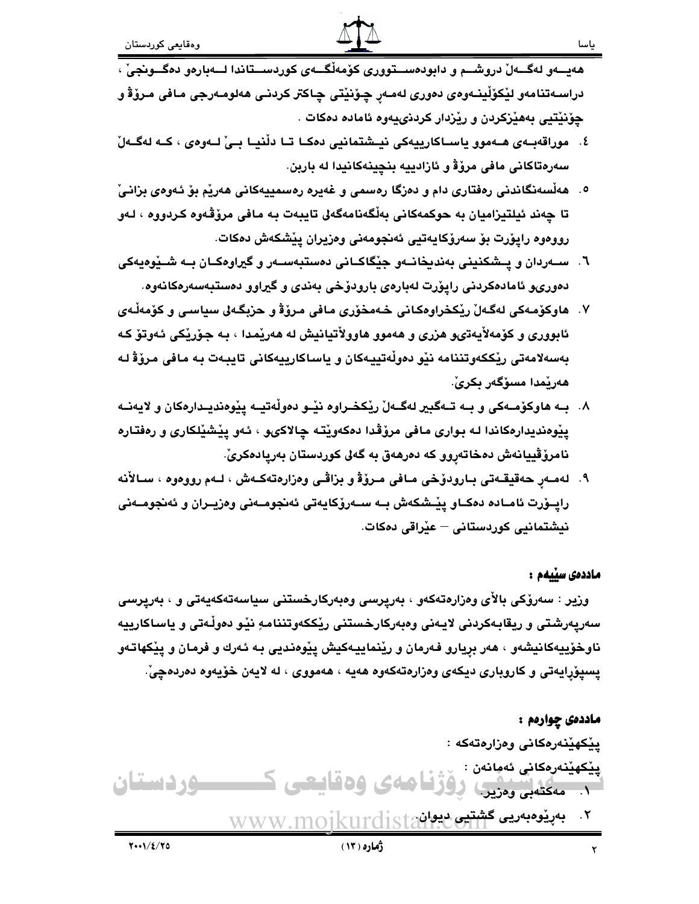هەيــەو لەگــەڵ دروشــم و دابودەســتووری کۆمەڵگــەی کوردســتاندا لــەبارەو دەگــونجیّ ، دراســەتنامەو لێکۆڵینــەوەی دەوری لەمــەڕ چۆنێتی چاکتر کردنـی هەلومـەرجی مـافی مـرۆڤ و چۆنێتیی بەهێزکردن و ڕێزدار کردنێیەوە ئامادە دەکات .

٤. موراقەبـەی هـەموو یاسـاکارییەکی نیـشتمانیی دەکـا تـا دڵنیـا بـیّ لـەوەی ، کـە لەگـەڵ سەرەتاکانی مافی مرۆڤ و ئازادییە بنچینەکانیدا لە بارین.

٥. هەڵسەنگاندنی ڕەفتاری دام و دەزگا ڕەسمی و غەیرە ڕەسمییەکانی هەرێم بۆ ئەوەی بزانـیّ تا چەند ئیلتیزامیان بە حوکمەکانی بەڵگەنامەگەلی تایبەت بە مـافی مرۆڤەوە کـردووە ، لـەو ڕووەوە ڕاپۆرت بۆ سەرۆکایەتیی ئەنجومەنی وەزیران پێشکەش دەکات.

٦. سـەردان و پـشکنینی بەندیخانــەو جێگاکـانی دەستبەسـەر و گیراوەکـان بـە شـێوەیەکی دەوریو ئامادەکردنی ڕاپۆرت لەبارەی بارودۆخی بەندی و گیراوو دەستبەسەرەکانەوە.

٧. هاوکۆمەکی لەگەڵ ڕێکخراوەکانی خەمخۆری مافی مرۆڤ و حزبگەلی سیاسی و کۆمەڵەی ئابووری و کۆمەڵایەتیو هزری و هەموو هاووڵاتیانیش لە هەرێمدا ، بە جۆرێکی ئەوتۆ کە بەسەلامەتی ڕێککەوتننامە نێو دەوڵەتییەکان و یاساکارییەکانی تایبەت بە مافی مرۆڤ لە هەرێمدا مسۆگەر بکریّ.

٨. بـە هاوکۆمـەکی و بـە تـەگبیر لەگـەڵ ڕێکخـراوە نێـو دەوڵەتیـە پێوەندیـدارەکان و لایەنـە پێوەندیدارەکاندا لـە بواری مافی مرۆڤدا دەکەوێتە چالاکیو ، ئەو پێشێلکاری و ڕەفتارە نامرۆڤییانەش دەخاتەڕوو کە دەرهەق بە گەلی کوردستان بەرپادەکریّ.

٩. لەمـەڕ حەقیقـەتی بـارودۆخی مـافی مـرۆڤ و بزاڤـی وەزارەتەکـەش ، لـەم ڕووەوە ، سـاڵانە ڕاپــۆرت ئامــادە دەکــاو پێــشکەش بــە ســەرۆکایەتی ئەنجومــەنی وەزیــران و ئەنجومــەنی نیشتمانیی کوردستانی – عێراقی دەکات.

**ماددەی سێیەم :**

وزیر : سەرۆکی باڵای وەزارەتەکەو ، بەرپرسی وەبەرکارخستنی سیاسەتەکەیەتی و ، بەرپرسی سەرپەرشتی و ڕیقابەکردنی لایەنی وەبەرکارخستنی ڕێککەوتننامەی نێو دەوڵەتی و یاساکارییە ناوخۆییەکانیشەو ، هەر بڕیارو فەرمان و ڕێنماییەکیش پێوەندیی بە ئەرك و فرمان و پێکهاتەو پسپۆڕایەتی و کاروباری دیکەی وەزارەتەکەوە هەیە ، هەمووی ، لە لایەن خۆیەوە دەردەچیّ.

**ماددەی چوارەم :**

پێکهێنەرەکانی وەزارەتەکە :

پێکهێنەرەکانی ئەمانەن :

١. مەکتەبی وەزیر.

٢. بەڕێوەبەریی گشتیی دیوان.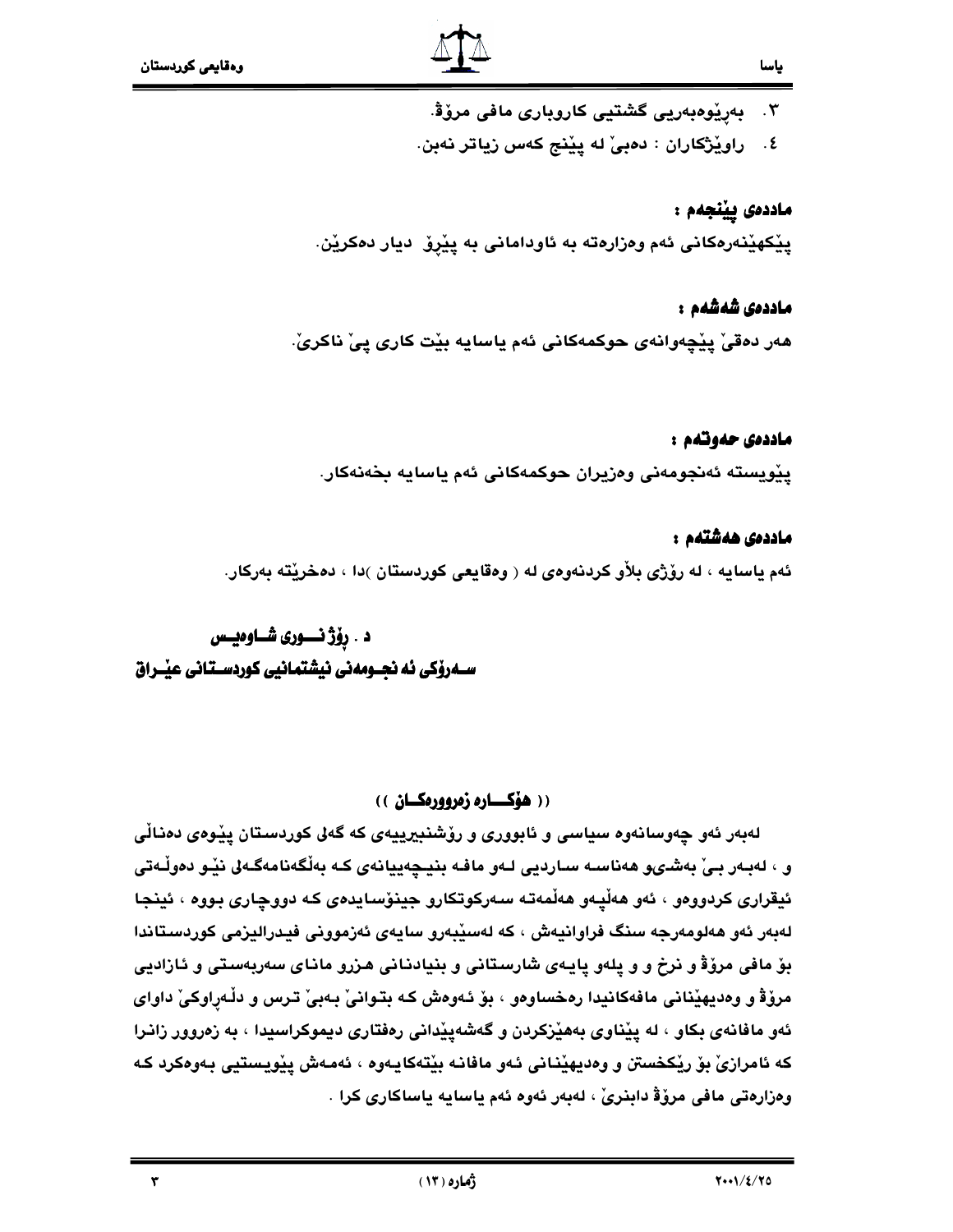٣. بەڕێوەبەریی گشتیی کاروباری مافی مرۆڤ.

٤. ڕاوێژکاران : دەبێ لە پێنج کەس زیاتر نەبن.

**ماددەی پێنجەم :**

پێکهێنەرەکانی ئەم وەزارەتە بە ئاودامانی بە پێڕۆ دیار دەکرێن.

**ماددەی شەشەم :**

هەر دەقێ پێچەوانەی حوکمەکانی ئەم یاسایە بێت کاری پێ ناکرێ.

**ماددەی حەوتەم :**

پێویستە ئەنجومەنی وەزیران حوکمەکانی ئەم یاسایە بخەنەکار.

**ماددەی هەشتەم :**

ئەم یاسایە ، لە ڕۆژی بلاّو کردنەوەی لە ( وەقایعی کوردستان )دا ، دەخرێتە بەرکار.

**د . ڕۆژ نـــوری شـاوەیـس**
**سـەرۆکی ئە نجـومەنی نیشتمانیی کوردسـتانی عێـراق**

**(( هۆکـــارە زەروورەکـــان ))**

لەبەر ئەو چەوسانەوە سیاسی و ئابووری و ڕۆشنبیرییەی کە گەلی کوردستان پێوەی دەناڵی و ، لەبەر بێ بەشیو هەناسە ساردیی لەو مافە بنیچەییانەی کە بەڵگەنامەگەلی نێو دەوڵەتی ئیقراری کردووەو ، ئەو هەڵپەو هەڵمەتە سەرکوتکارو جینۆسایدەی کە دووچاری بووە ، ئینجا لەبەر ئەو هەلومەرجە سنگ فراوانیەش ، کە لەسێبەرو سایەی ئەزموونی فیدرالیزمی کوردستاندا بۆ مافی مرۆڤ و نرخ و و پلەو پایەی شارستانی و بنیادنانی هزرو مانای سەربەستی و ئازادیی مرۆڤ و وەدیهێنانی مافەکانیدا ڕەخساوەو ، بۆ ئەوەش کە بتوانێ بەبێ ترس و دڵەڕاوکێ داوای ئەو مافانەی بکاو ، لە پێناوی بەهێزکردن و گەشەپێدانی ڕەفتاری دیموکراسیدا ، بە زەروور زانرا کە ئامرازێ بۆ ڕێکخستن و وەدیهێنانی ئەو مافانە بێتەکایەوە ، ئەمەش پێویستیی بەوەکرد کە وەزارەتی مافی مرۆڤ دابنرێ ، لەبەر ئەوە ئەم یاسایە یاساکاری کرا .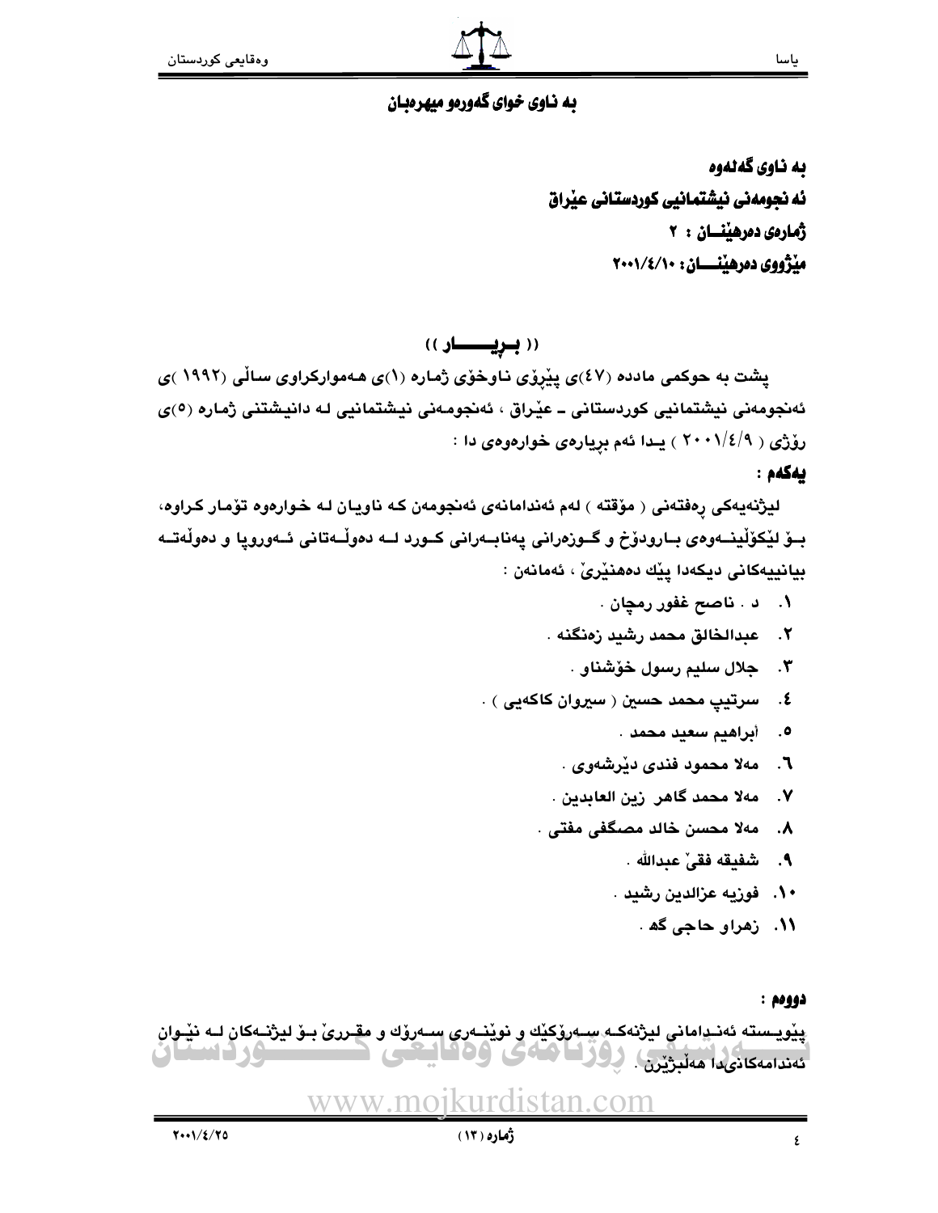**بە ناوی خوای گەورەو میهرەبان**

**بە ناوی گەلەوە**

**ئەنجومەنی نیشتمانیی کوردستانی عێراق**

**ژمارەی دەرهێنـــان : ٢**

**مێژووی دەرهێنـــان: ٢٠٠١/٤/١٠**

## (( بــڕیــــــار ))

پشت بە حوکمی ماددە (٤٧)ی پێڕۆی ناوخۆی ژمارە (١)ی هەموارکراوی ساڵی (١٩٩٢)ی ئەنجومەنی نیشتمانیی کوردستانی ـ عێراق ، ئەنجومەنی نیشتمانیی لە دانیشتنی ژمارە (٥)ی رۆژی ( ٢٠٠١/٤/٩ ) یدا ئەم بڕیارەی خوارەوەی دا :

**یەکەم :**

لیژنەیەکی ڕەفتەنی ( مؤقتە ) لەم ئەندامانەی ئەنجومەن کە ناویان لە خوارەوە تۆمار کراوە، بـۆ لێکۆڵینـەوەی بـارودۆخ و گـوزەرانی پەنابـەرانی کـورد لـە دەوڵـەتانی ئـەوروپا و دەوڵـەتـە بیانییەکانی دیکەدا پێك دەهێنرێ ، ئەمانەن :

١. د . ناصح غفور رمچان .
٢. عبدالخالق محمد رشید زەنگنە .
٣. جلال سلیم رسول خۆشناو .
٤. سرتیپ محمد حسین ( سیروان کاکەیی ) .
٥. أبراهیم سعید محمد .
٦. مەلا محمود فندی دێرشەوی .
٧. مەلا محمد گاهر زین العابدین .
٨. مەلا محسن خالد مصگفی مفتی .
٩. شفیقە فقێ عبدالله .
١٠. فوزیە عزالدین رشید .
١١. زهراو حاجی گە .

**دووەم :**

پێویستە ئەنـدامانی لیژنەکـە سـەرۆکێك و نوێنـەری سـەرۆك و مقـررێ بـۆ لیژنـەکان لـە نێـوان ئەندامەکانیدا هەڵبژێرن .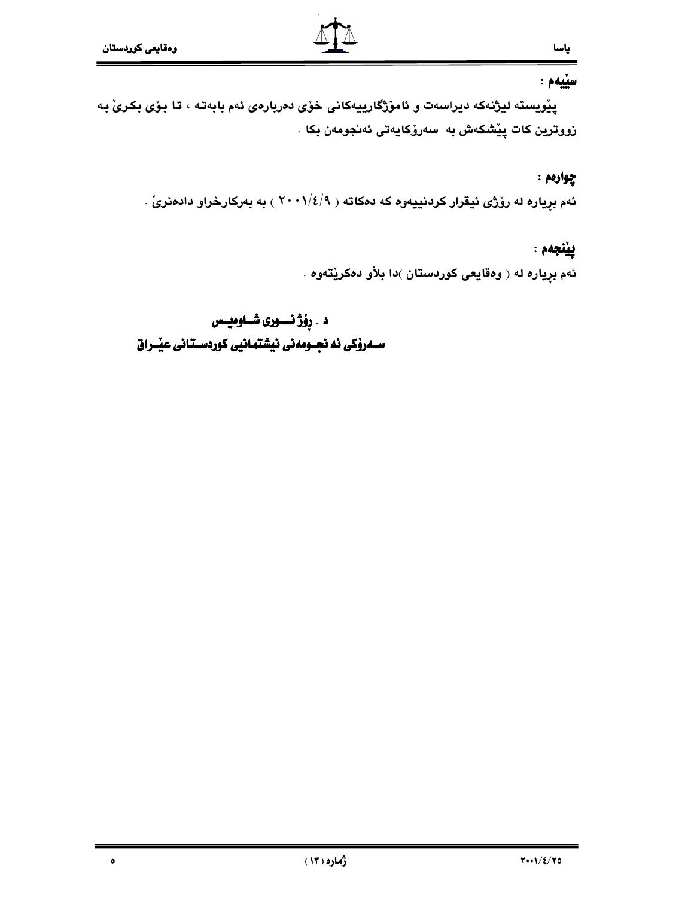**سێیەم :**

پێویستە لیژنەکە دیراسەت و ئامۆژگارییەکانی خۆی دەربارەی ئەم بابەتە ، تا بۆی بکرێ بە زووترین کات پێشکەش بە سەرۆکایەتی ئەنجومەن بکا .

**چوارەم :**

ئەم بڕیارە لە رۆژی ئیقرار کردنییەوە کە دەکاتە ( ٢٠٠١/٤/٩ ) بە بەرکارخراو دادەنرێ .

**پێنجەم :**

ئەم بڕیارە لە ( وەقایعی کوردستان )دا بلاو دەکرێتەوە .

**د . رۆژ نـــوری شـــاوەیـــس**

**ســەرۆکی ئە نجــومەنی نیشتمانیی کوردســتانی عێــراق**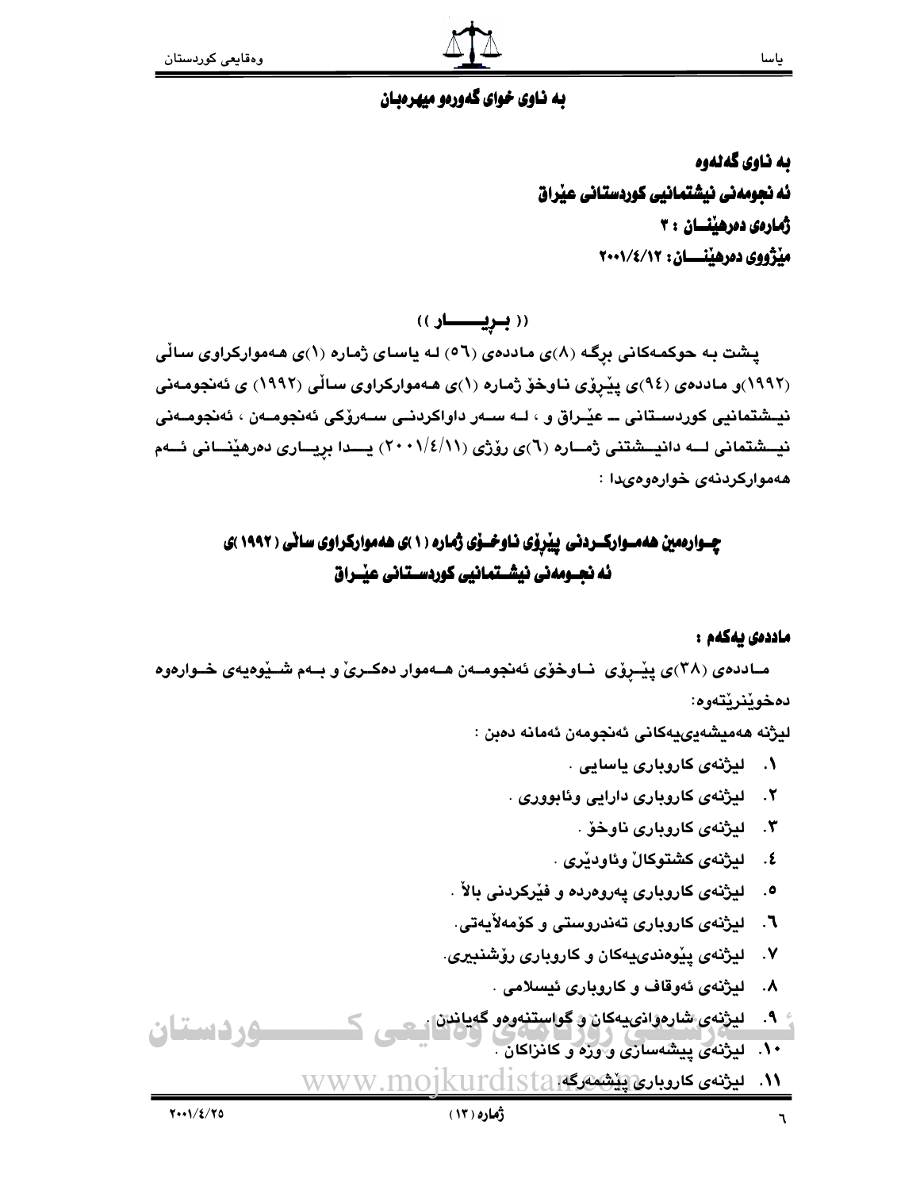**بە ناوی خوای گەورەو میهرەبـان**

**بە ناوی گەلەوە**
**ئە نجومەنی نیشتمانیی کوردستانی عێراق**
**ژمارەی دەرهێنـــان : ٣**
**مێژووی دەرهێنـــــان: ٢٠٠١/٤/١٢**

**(( بـڕیـــــــار ))**

پشت بە حوکمەکانی بڕگە (٨)ی ماددەی (٥٦) لە یاسای ژمارە (١)ی هەموارکراوی ساڵی (١٩٩٢)و ماددەی (٩٤)ی پێڕۆی ناوخۆ ژمارە (١)ی هەموارکراوی ساڵی (١٩٩٢) ی ئەنجومەنی نیشتمانیی کوردستانی ــ عێراق و ، لە سەر داواکردنی سەرۆکی ئەنجومەن ، ئەنجومەنی نیشتمانی لە دانیشتنی ژمارە (٦)ی رۆژی (٢٠٠١/٤/١١) یدا بڕیاری دەرهێنانی ئەم هەموارکردنەی خوارەوەیدا :

## چـوارەمین هەمـوارکـردنی پێڕۆی ناوخـۆی ژمارە (١)ی هەموارکراوی ساڵی (١٩٩٢)ی ئە نجـومەنی نیشـتمانیی کوردسـتانی عێـراق

**ماددەی یەکەم :**

مـاددەی (٣٨)ی پێـڕۆی ناوخۆی ئەنجومـەن هـەموار دەکـرێ و بـەم شـێوەیەی خـوارەوە دەخوێنرێتەوە:

لیژنە هەمیشەییەکانی ئەنجومەن ئەمانە دەبن :

١. لیژنەی کاروباری یاسایی .
٢. لیژنەی کاروباری دارایی وئابووری .
٣. لیژنەی کاروباری ناوخۆ .
٤. لیژنەی کشتوکاڵ وئاودێری .
٥. لیژنەی کاروباری پەروەردە و فێرکردنی باڵا .
٦. لیژنەی کاروباری تەندروستی و کۆمەڵایەتی.
٧. لیژنەی پێوەندییەکان و کاروباری رۆشنبیری.
٨. لیژنەی ئەوقاف و کاروباری ئیسلامی .
٩. لیژنەی شارەوانییەکان و گواستنەوەو گەیاندن .
١٠. لیژنەی پیشەسازی و وزە و کانزاکان .
١١. لیژنەی کاروباری پێشمەرگە.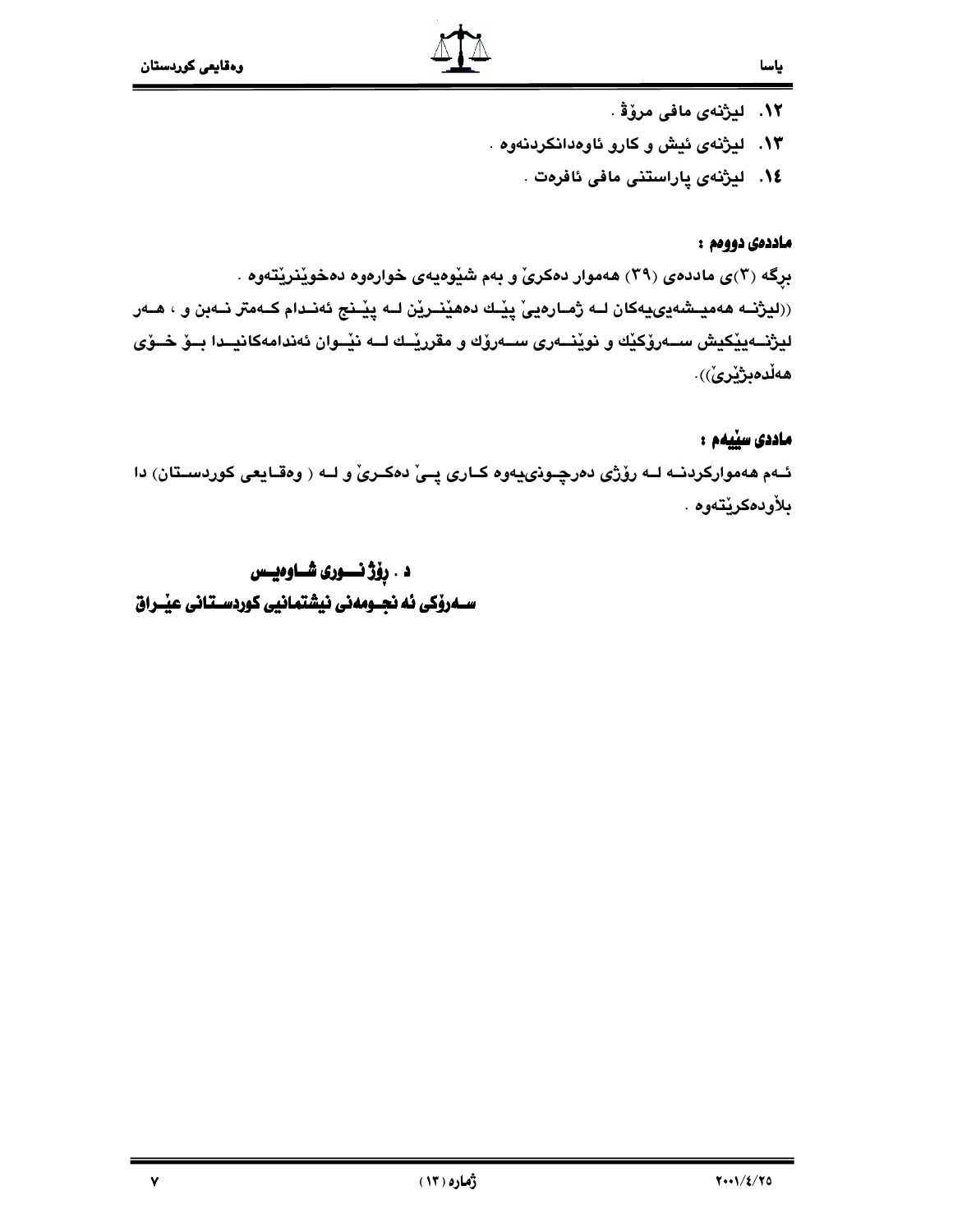١٢. لیژنەی مافی مرۆڤ .

١٣. لیژنەی ئیش و کارو ئاوەدانکردنەوە .

١٤. لیژنەی پاراستنی مافی ئافرەت .

**ماددەی دووەم :**

برگە (٣)ی ماددەی (٣٩) هەموار دەکرێ و بەم شێوەیەی خوارەوە دەخوێنرێتەوە .

((لیژنـە هەمیـشەییەکان لـە ژمـارەیێ پێـك دەهێنـرێن لـە پێـنج ئەنـدام کـەمتر نـەبن و ، هـەر لیژنـەییێکیش سـەرۆکێك و نوێنـەری سـەرۆك و مقررێـك لـە نێـوان ئەندامەکانیـدا بـۆ خـۆی هەڵدەبژێری)).

**ماددی سێیەم :**

ئـەم هەموارکردنـە لـە رۆژی دەرچـوونییەوە کـاری پـێ دەکـرێ و لـە ( وەقـایعی کوردسـتان) دا بڵاودەکرێتەوە .

**د . رۆژ نــوری شـاوەیـس**

**سـەرۆکی ئە نجـومەنی نیشتمانیی کوردسـتانی عێـراق**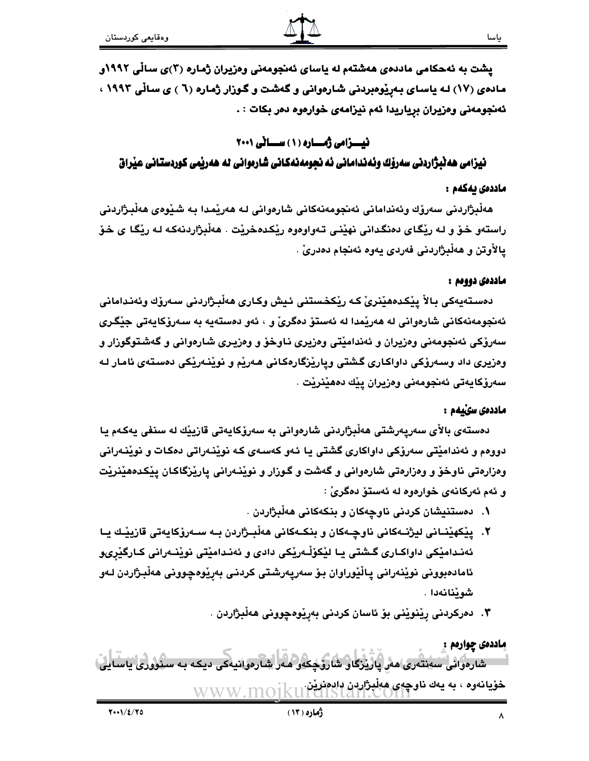پشت بە ئەحکامی ماددەی هەشتەم لە یاسای ئەنجومەنی وەزیران ژمارە (٣)ی ساڵی ١٩٩٢و مادەی (١٧) لە یاسای بەڕێوەبردنی شارەوانی و گەشت و گوزار ژمارە (٦ ) ی ساڵی ١٩٩٣ ، ئەنجومەنی وەزیران بڕیاریدا ئەم نیزامەی خوارەوە دەر بکات : .

## نیــــزامی ژمـــارە (١) ســـاڵی ٢٠٠١

## نیزامی هەڵبژاردنی سەرۆك وئەندامانی ئە نجومەنەکانی شارەوانی لە هەرێمی کوردستانی عێراق

### ماددەی یەکەم :

هەڵبژاردنی سەرۆك وئەندامانی ئەنجومەنەکانی شارەوانی لە هەرێمدا بە شێوەی هەڵبژاردنی راستەو خۆ و لە ڕێگای دەنگدانی نهێنی تەواوەوە ڕێکدەخرێت . هەڵبژاردنەکە لە ڕێگا ی خۆ پالأوتن و هەڵبژاردنی فەردی یەوە ئەنجام دەدرێ .

### ماددەی دووەم :

دەستەیەکی باڵا پێکدەهێنرێ کە ڕێکخستنی ئیش وکاری هەڵبژاردنی سەرۆك وئەندامانی ئەنجومەنەکانی شارەوانی لە هەرێمدا لە ئەستۆ دەگرێ و ، ئەو دەستەیە بە سەرۆکایەتی جێگری سەرۆکی ئەنجومەنی وەزیران و ئەندامێتی وەزیری ناوخۆ و وەزیری شارەوانی و گەشتوگوزار و وەزیری داد وسەرۆکی داواکاری گشتی وپارێزگارەکانی هەرێم و نوێنەرێکی دەستەی ئامار لە سەرۆکایەتی ئەنجومەنی وەزیران پێك دەهێنرێت .

### ماددەی سێیەم :

دەستەی باڵای سەرپەرشتی هەڵبژاردنی شارەوانی بە سەرۆکایەتی قازیێك لە سنفی یەکەم یا دووەم و ئەندامێتی سەرۆکی داواکاری گشتی یا ئەو کەسەی کە نوێنەراتی دەکات و نوێنەرانی وەزارەتی ناوخۆ و وەزارەتی شارەوانی و گەشت و گوزار و نوێنەرانی پارێزگاکان پێکدەهێنرێت و ئەم ئەرکانەی خوارەوە لە ئەستۆ دەگرێ :

١. دەستنیشان کردنی ناوچەکان و بنکەکانی هەڵبژاردن .
٢. پێکهێنانی لیژنەکانی ناوچەکان و بنکەکانی هەڵبژاردن بە سەرۆکایەتی قازیێك یا ئەندامێکی داواکاری گشتی یا لێکۆڵەرێکی دادی و ئەندامێتی نوێنەرانی کارگێڕیو ئامادەبوونی نوێنەرانی پاڵێوراوان بۆ سەرپەرشتی کردنی بەڕێوەچوونی هەڵبژاردن لەو شوێنانەدا .
٣. دەرکردنی ڕێنوێنی بۆ ئاسان کردنی بەڕێوەچوونی هەڵبژاردن .

### ماددەی چوارەم :

شارەوانی سەنتەری هەر پارێزگاو شارۆچکەو هەر شارەوانیەکی دیکە بە سنووری یاسایی خۆیانەوە ، بە یەك ناوچەی هەڵبژاردن دادەنرێن.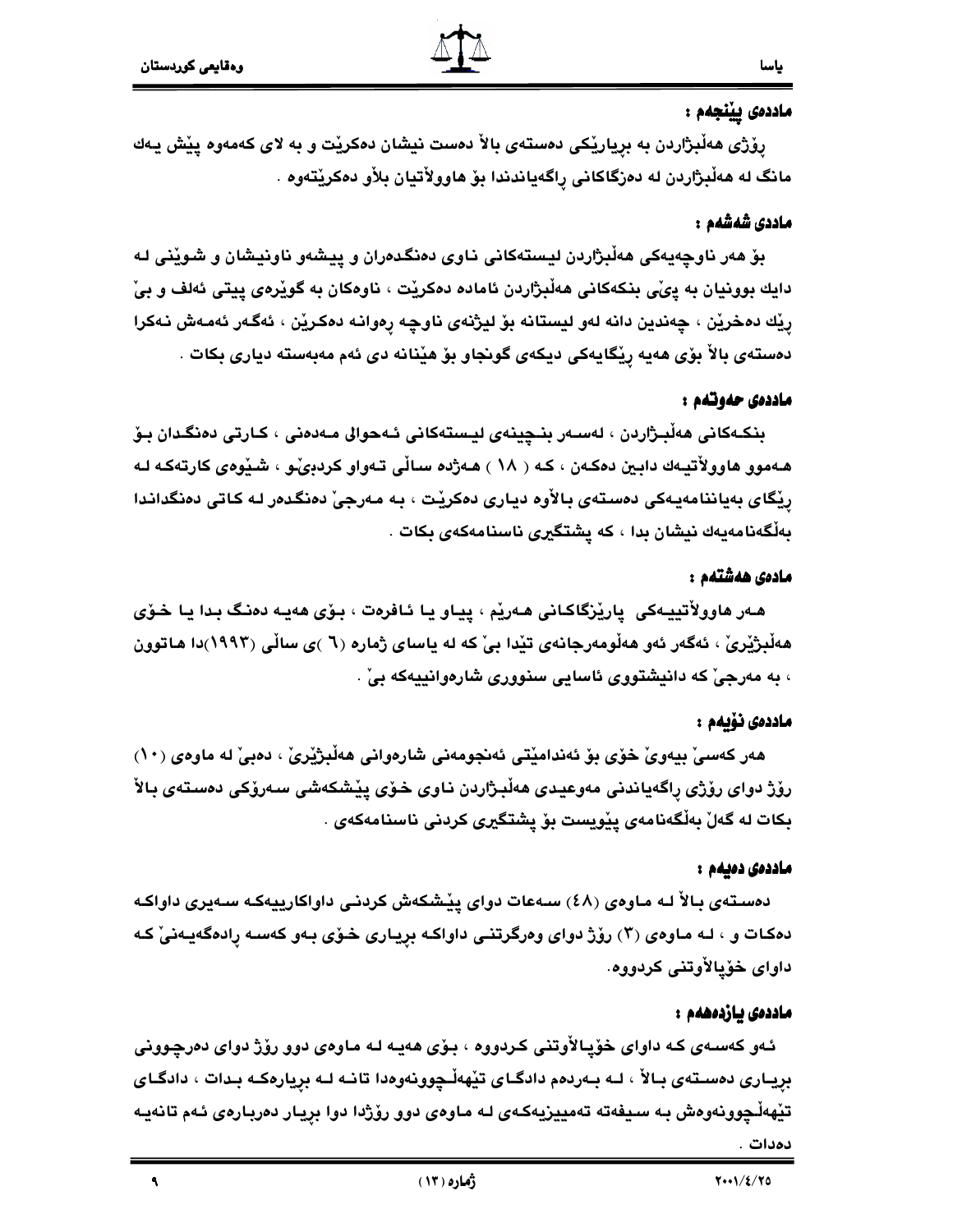### ماددەی پێنجەم :

ڕۆژی هەڵبژاردن بە بڕیارێکی دەستەی باڵا دەست نیشان دەکرێت و بە لای کەمەوە پێش یەک مانگ لە هەڵبژاردن لە دەزگاکانی ڕاگەیاندندا بۆ هاووڵاتیان بڵاو دەکرێتەوە .

### ماددەی شەشەم :

بۆ هەر ناوچەیەکی هەڵبژاردن لیستەکانی ناوی دەنگدەران و پیشەو ناونیشان و شوێنی لە دایك بوونیان بە پێی بنکەکانی هەڵبژاردن ئامادە دەکرێت ، ناوەکان بە گوێرەی پیتی ئەلف و بێ ڕێك دەخرێن ، چەندین دانە لەو لیستانە بۆ لیژنەی ناوچە ڕەوانە دەکرێن ، ئەگەر ئەمەش نەکرا دەستەی باڵا بۆی هەیە ڕێگایەکی دیکەی گونجاو بۆ هێنانە دی ئەم مەبەستە دیاری بکات .

### ماددەی حەوتەم :

بنکەکانی هەڵبژاردن ، لەسەر بنچینەی لیستەکانی ئەحوالی مەدەنی ، کارتی دەنگدان بۆ هەموو هاووڵاتیەك دابین دەکەن ، کە ( ١٨ ) هەژدەساڵی تەواو کردبێ‌و ، شێوەی کارتەکە لە ڕێگای بەیاننامەیەکی دەستەی باڵاوە دیاری دەکرێت ، بە مەرجێ دەنگدەر لە کاتی دەنگداندا بەڵگەنامەیەك نیشان بدا ، کە پشتگیری ناسنامەکەی بکات .

### مادەی هەشتەم :

هەر هاووڵاتییەکی پارێزگاکانی هەرێم ، پیاو یا ئافرەت ، بۆی هەیە دەنگ بدا یا خۆی هەڵبژێرێ ، ئەگەر ئەو هەڵومەرجانەی تێدا بێ کە لە یاسای ژمارە (٦ )ی ساڵی (١٩٩٣)دا هاتوون ، بە مەرجێ کە دانیشتووی ئاسایی سنووری شارەوانییەکە بێ .

### ماددەی نۆیەم :

هەر کەسێ بیەوێ خۆی بۆ ئەندامێتی ئەنجومەنی شارەوانی هەڵبژێرێ ، دەبێ لە ماوەی (١٠) ڕۆژ دوای ڕۆژی ڕاگەیاندنی مەوعیدی هەڵبژاردن ناوی خۆی پێشکەشی سەرۆکی دەستەی باڵا بکات لە گەڵ بەڵگەنامەی پێویست بۆ پشتگیری کردنی ناسنامەکەی .

### ماددەی دەیەم :

دەستەی باڵا لە ماوەی (٤٨) سەعات دوای پێشکەش کردنی داواکارییەکە سەیری داواکە دەکات و ، لە ماوەی (٣) ڕۆژ دوای وەرگرتنی داواکە بڕیاری خۆی بەو کەسە ڕادەگەیەنێ کە داوای خۆپاڵاوتنی کردووە.

### ماددەی یازدەهەم :

ئەو کەسەی کە داوای خۆپاڵاوتنی کردووە ، بۆی هەیە لە ماوەی دوو ڕۆژ دوای دەرچوونی بڕیاری دەستەی باڵا ، لە بەردەم دادگای تێهەڵچوونەوەدا تانە لە بڕیارەکە بدات ، دادگای تێهەڵچوونەوەش بە سیفەتە تەمییزیەکەی لە ماوەی دوو ڕۆژدا دوا بڕیار دەربارەی ئەم تانەیە دەدات .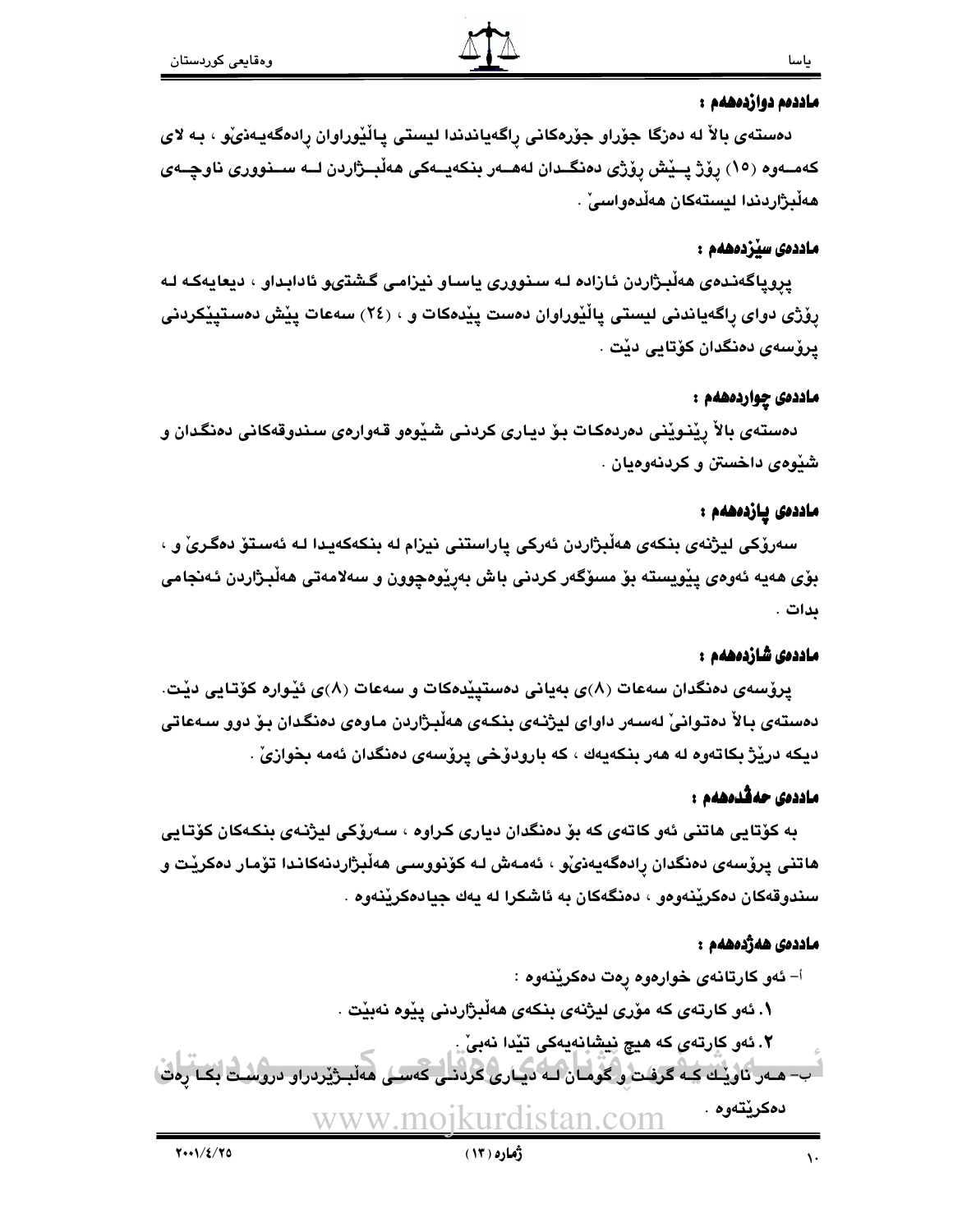**ماددەم دوازدەهەم :**

دەستەی بالاْ لە دەزگا جۆراو جۆرەکانی ڕاگەیاندندا لیستی پالێوراوان ڕادەگەیەنێو ، بە لای کەمەوە (١٥) ڕۆژ پێش ڕۆژی دەنگدان لەهەر بنکەیەکی هەڵبژاردن لە سنووری ناوچەی هەڵبژاردندا لیستەکان هەڵدەواسیْ .

**ماددەی سێزدەهەم :**

پروپاگەندەی هەڵبژاردن ئازادە لە سنووری یاساو نیزامی گشتیو ئادابداو ، دیعایەکە لە ڕۆژی دوای ڕاگەیاندنی لیستی پالێوراوان دەست پێدەکات و ، (٢٤) سەعات پێش دەستپێکردنی پرۆسەی دەنگدان کۆتایی دێت .

**ماددەی چواردەهەم :**

دەستەی بالاْ ڕێنوێنی دەردەکات بۆ دیاری کردنی شێوەو قەوارەی سندوقەکانی دەنگدان و شێوەی داخستن و کردنەوەیان .

**ماددەی پازدەهەم :**

سەرۆکی لیژنەی بنکەی هەڵبژاردن ئەرکی پاراستنی نیزام لە بنکەکەیدا لە ئەستۆ دەگریْ و ، بۆی هەیە ئەوەی پێویستە بۆ مسۆگەر کردنی باش بەڕێوەچوون و سەلامەتی هەڵبژاردن ئەنجامی بدات .

**ماددەی شازدەهەم :**

پرۆسەی دەنگدان سەعات (٨)ی بەیانی دەستپێدەکات و سەعات (٨)ی ئێوارە کۆتایی دێت. دەستەی بالاْ دەتوانیْ لەسەر داوای لیژنەی بنکەی هەڵبژاردن ماوەی دەنگدان بۆ دوو سەعاتی دیکە درێژ بکاتەوە لە هەر بنکەیەك ، کە بارودۆخی پرۆسەی دەنگدان ئەمە بخوازیْ .

**ماددەی حەڤدەهەم :**

بە کۆتایی هاتنی ئەو کاتەی کە بۆ دەنگدان دیاری کراوە ، سەرۆکی لیژنەی بنکەکان کۆتایی هاتنی پرۆسەی دەنگدان ڕادەگەیەنێو ، ئەمەش لە کۆنووسی هەڵبژاردنەکاندا تۆمار دەکرێت و سندوقەکان دەکرێنەوەو ، دەنگەکان بە ئاشکرا لە یەك جیادەکرێنەوە .

**ماددەی هەژدەهەم :**

أ- ئەو کارتانەی خوارەوە ڕەت دەکرێنەوە :

١. ئەو کارتەی کە مۆری لیژنەی بنکەی هەڵبژاردنی پێوە نەبێت .

٢. ئەو کارتەی کە هیچ نیشانەیەکی تێدا نەبیْ .

ب- هەر ناوێك کە گرفت و گومان لە دیاری کردنی کەسی هەڵبژێردراو دروست بکا ڕەت دەکرێتەوە .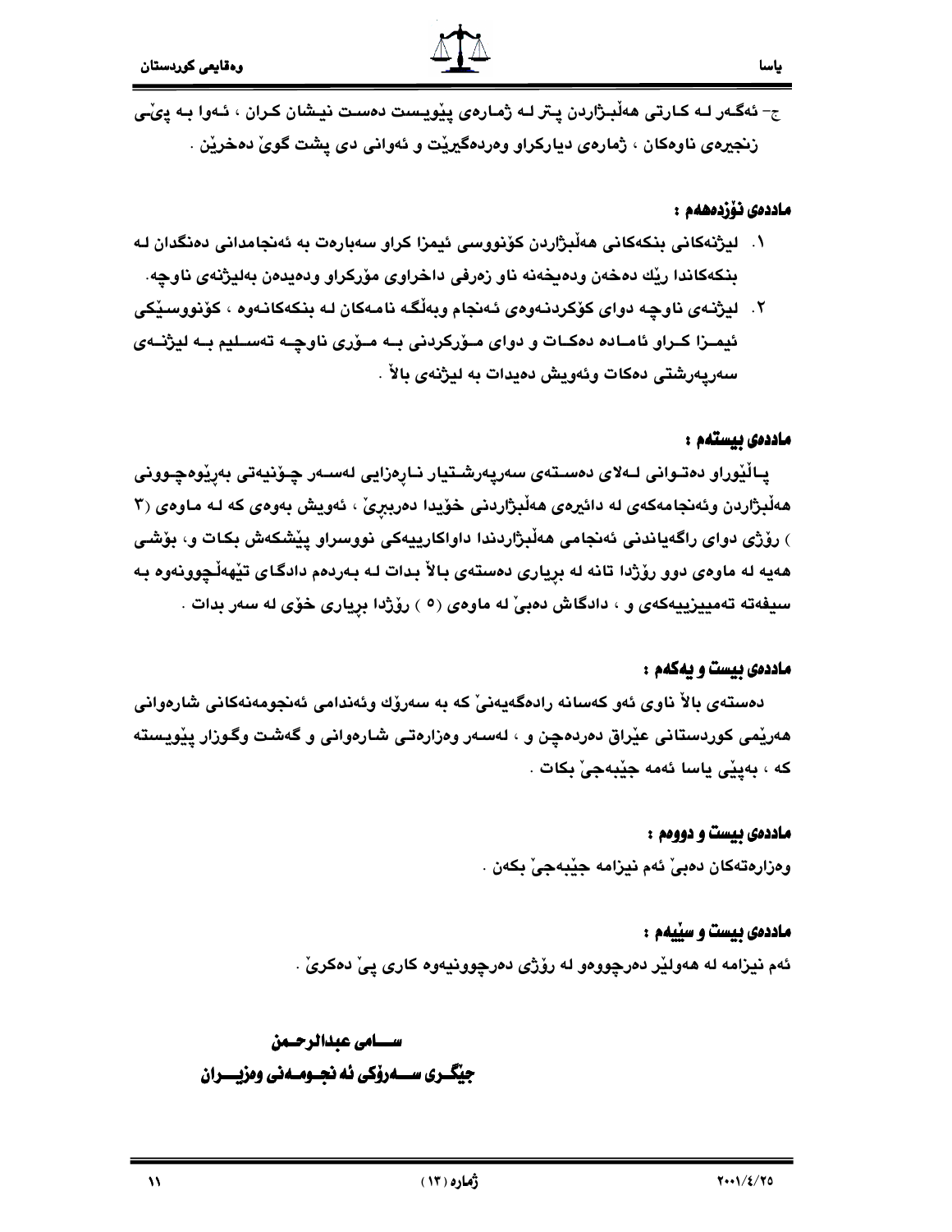ج- ئەگەر لە کارتی هەڵبژاردن پتر لە ژمارەی پێویست دەست نیشان کران ، ئەوا بە پێی زنجیرەی ناوەکان ، ژمارەی دیارکراو وەردەگیرێت و ئەوانی دی پشت گوێ دەخرێن .

**ماددەی نۆزدەهەم :**

١. لیژنەکانی بنکەکانی هەڵبژاردن کۆنووسی ئیمزا کراو سەبارەت بە ئەنجامدانی دەنگدان لە بنکەکاندا رێك دەخەن ودەیخەنە ناو زەرفی داخراوی مۆرکراو ودەیدەن بەلیژنەی ناوچە.

٢. لیژنەی ناوچە دوای کۆکردنەوەی ئەنجام وبەڵگە نامەکان لە بنکەکانەوە ، کۆنووسێکی ئیمزا کراو ئامادە دەکات و دوای مۆرکردنی بە مۆری ناوچە تەسلیم بە لیژنەی سەرپەرشتی دەکات وئەویش دەیدات بە لیژنەی باڵا .

**ماددەی بیستەم :**

پاڵێوراو دەتوانی لەلای دەستەی سەرپەرشتیار نارەزایی لەسەر چۆنیەتی بەرێوەچوونی هەڵبژاردن وئەنجامەکەی لە دائیرەی هەڵبژاردنی خۆیدا دەرببڕێ ، ئەویش بەوەی کە لە ماوەی (٣ ) رۆژی دوای راگەیاندنی ئەنجامی هەڵبژاردندا داواکارییەکی نووسراو پێشکەش بکات و، بۆشی هەیە لە ماوەی دوو رۆژدا تانە لە بڕیاری دەستەی باڵا بدات لە بەردەم دادگای تێهەڵچوونەوە بە سیفەتە تەمییزییەکەی و ، دادگاش دەبێ لە ماوەی (٥ ) رۆژدا بڕیاری خۆی لە سەر بدات .

**ماددەی بیست و یەکەم :**

دەستەی باڵا ناوی ئەو کەسانە رادەگەیەنێ کە بە سەرۆك وئەندامی ئەنجومەنەکانی شارەوانی هەرێمی کوردستانی عێراق دەردەچن و ، لەسەر وەزارەتی شارەوانی و گەشت وگوزار پێویستە کە ، بەپێی یاسا ئەمە جێبەجێ بکات .

**ماددەی بیست و دووەم :**

وەزارەتەکان دەبێ ئەم نیزامە جێبەجێ بکەن .

**ماددەی بیست و سێیەم :**

ئەم نیزامە لە هەولێر دەرچووەو لە رۆژی دەرچوونیەوە کاری پێ دەکرێ .

**سامی عبدالرحمن**

**جێگری سەرۆکی ئەنجومەنی وەزیران**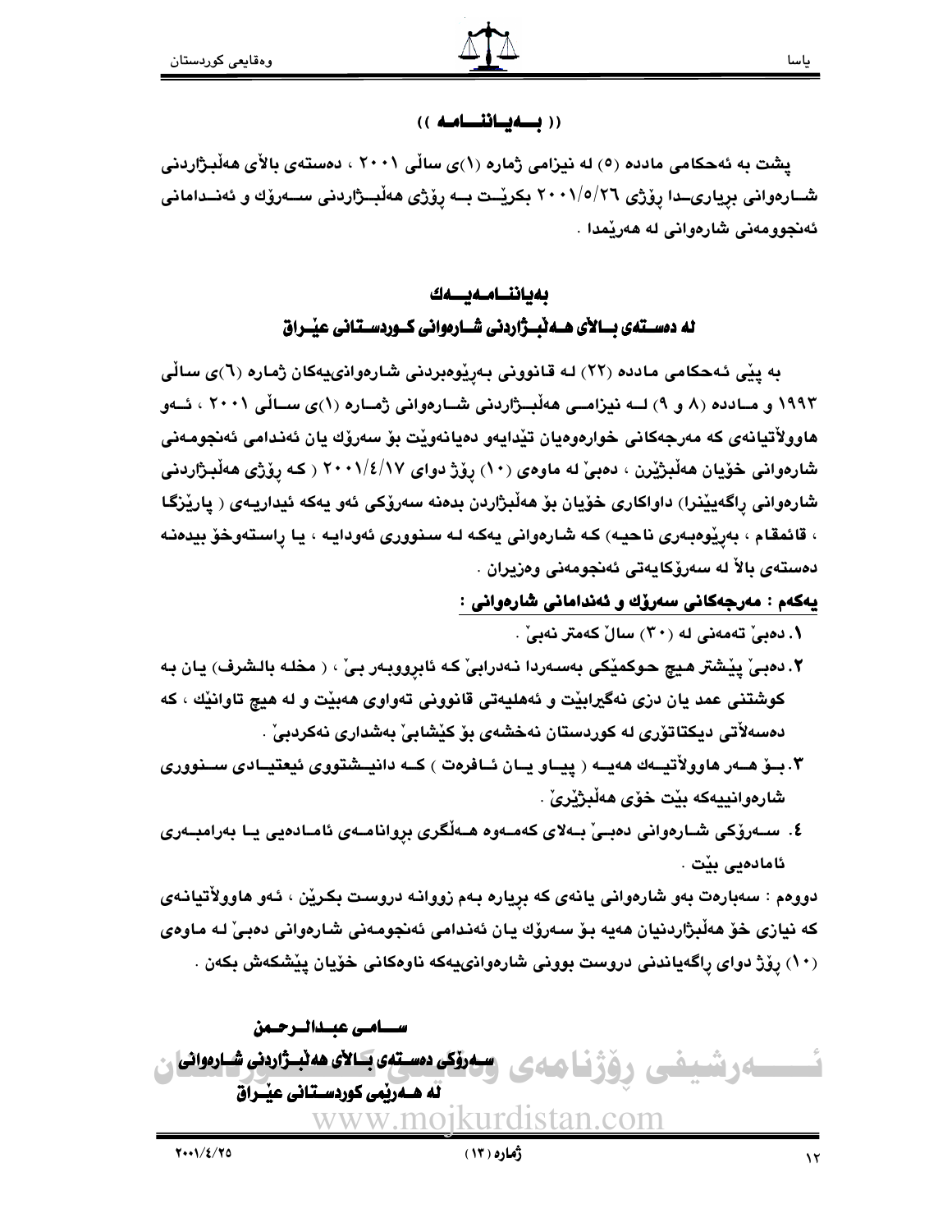(( بـــەيـاننـــامـە ))

پشت بە ئەحكامى مادده (٥) لە نيزامى ژمارە (١)ى ساڵى ٢٠٠١ ، دەستەى باڵاى هەڵبـژاردنى شــارەوانى بڕيارى‌ــدا ڕۆژى ٢٠٠١/٥/٢٦ بكرێــت بــە ڕۆژى هەڵبــژاردنى ســەرۆك و ئەنــدامانى ئەنجوومەنى شارەوانى لە هەرێمدا .

## بەياننـامـەيــەك

### لە دەســتەى بــاڵاى هــەڵبــژاردنى شــارەوانى كــوردســتانى عێــراق

بە پێى ئەحكامى مادده (٢٢) لـە قانوونى بەڕێوەبردنى شارەوانى‌يەكان ژمارە (٦)ى ساڵى ١٩٩٣ و مــادده (٨ و ٩) لــە نيزامــى هەڵبــژاردنى شــارەوانى ژمــارە (١)ى ســاڵى ٢٠٠١ ، ئــەو هاووڵاتيانەى كە مەرجەكانى خوارەوەيان تێدايەو دەيانەوێت بۆ سەرۆك يان ئەندامى ئەنجومـەنى شارەوانى خۆيان هەڵبژێرن ، دەبێ لە ماوەى (١٠) ڕۆژ دواى ٢٠٠١/٤/١٧ ( كە ڕۆژى هەڵبـژاردنى شارەوانى ڕاگەيێنرا) داواكارى خۆيان بۆ هەڵبژاردن بدەنە سەرۆكى ئەو يەكە ئيداريـەى ( پارێزگا ، قائمقام ، بەڕێوەبـەرى ناحيـە) كە شارەوانى يەكە لـە سنوورى ئەودايـە ، يا ڕاستەوخۆ بيدەنە دەستەى باڵا لە سەرۆكايەتى ئەنجومەنى وەزيران .

**يەكەم : مەرجەكانى سەرۆك و ئەندامانى شارەوانى :**

١. دەبێ تەمەنى لە (٣٠) ساڵ كەمتر نەبێ .
٢. دەبێ پێشتر هيچ حوكمێكى بەسـەردا نـەدرابێ كە ئابڕووبـەر بێ ، ( مخلە بالشرف) يـان بـە كوشتنى عمد يان دزى نەگيرابێت و ئەهليەتى قانوونى تەواوى هەبێت و لە هيچ تاوانێك ، كە دەسەڵاتى ديكتاتۆرى لە كوردستان نەخشەى بۆ كێشابێ بەشدارى نەكردبێ .
٣. بــۆ هــەر هاووڵاتيــەك هەيــە ( پيــاو يــان ئــافرەت ) كــە دانيــشتووى ئيعتيــادى ســنوورى شارەوانييەكە بێت خۆى هەڵبژێرێ .
٤. ســەرۆكى شــارەوانى دەبــێ بــەلاى كەمــەوە هــەڵگرى بڕوانامــەى ئامــادەيى يــا بەرامبــەرى ئامادەيى بێت .

دووەم : سەبارەت بەو شارەوانى يانەى كە بڕيارە بەم زووانە دروست بكرێن ، ئەو هاووڵاتيانـەى كە نيازى خۆ هەڵبژاردنيان هەيە بۆ سەرۆك يان ئەندامى ئەنجومـەنى شارەوانى دەبێ لـە ماوەى (١٠) ڕۆژ دواى ڕاگەياندنى دروست بوونى شارەوانى‌يەكە ناوەكانى خۆيان پێشكەش بكەن .

**ســامـى عبـدالــرحـمن**
**سـەرۆكى دەســتەى بــاڵاى هەڵبــژاردنى شــارەوانى**
**لە هــەرێمى كوردســتانى عێــراق**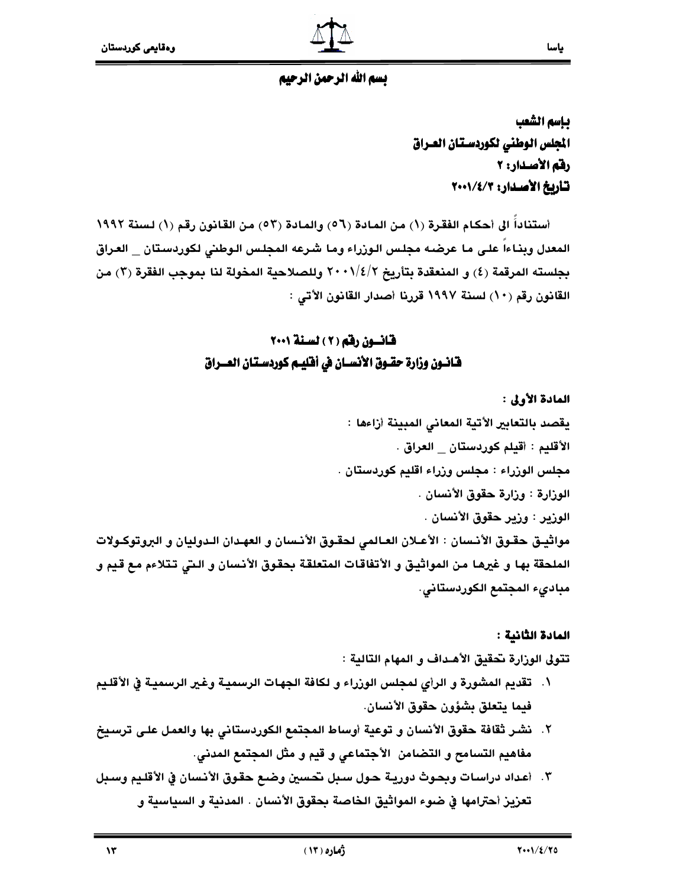بسم الله الرحمن الرحيم

**باسم الشعب**
**المجلس الوطني لكوردستان العراق**
**رقم الأصدار: ٢**
**تاريخ الأصدار: ٢٠٠١/٤/٣**

أستناداً الى أحكام الفقرة (١) من المادة (٥٦) والمادة (٥٣) من القانون رقم (١) لسنة ١٩٩٢ المعدل وبناءاً على ما عرضه مجلس الوزراء وما شرعه المجلس الوطني لكوردستان _ العراق بجلسته المرقمة (٤) و المنعقدة بتأريخ ٢٠٠١/٤/٢ وللصلاحية المخولة لنا بموجب الفقرة (٣) من القانون رقم (١٠) لسنة ١٩٩٧ قررنا أصدار القانون الأتي :

## قانون رقم (٢) لسنة ٢٠٠١
## قانون وزارة حقوق الأنسان في أقليم كوردستان العراق

**المادة الأولى :**

يقصد بالتعابير الأتية المعاني المبينة أزاءها :

الأقليم : أقيلم كوردستان _ العراق .

مجلس الوزراء : مجلس وزراء اقليم كوردستان .

الوزارة : وزارة حقوق الأنسان .

الوزير : وزير حقوق الأنسان .

مواثيق حقوق الأنسان : الأعلان العالمي لحقوق الأنسان و العهدان الدوليان و البروتوكولات الملحقة بها و غيرها من المواثيق و الأتفاقات المتعلقة بحقوق الأنسان و التي تتلاءم مع قيم و مبادىء المجتمع الكوردستاني.

**المادة الثانية :**

تتولى الوزارة تحقيق الأهداف و المهام التالية :

١. تقديم المشورة و الرأي لمجلس الوزراء و لكافة الجهات الرسمية وغير الرسمية في الأقليم فيما يتعلق بشؤون حقوق الأنسان.
٢. نشر ثقافة حقوق الأنسان و توعية أوساط المجتمع الكوردستاني بها والعمل على ترسيخ مفاهيم التسامح و التضامن الأجتماعي و قيم و مثل المجتمع المدني.
٣. أعداد دراسات وبحوث دورية حول سبل تحسين وضع حقوق الأنسان في الأقليم وسبل تعزيز أحترامها في ضوء المواثيق الخاصة بحقوق الأنسان . المدنية و السياسية و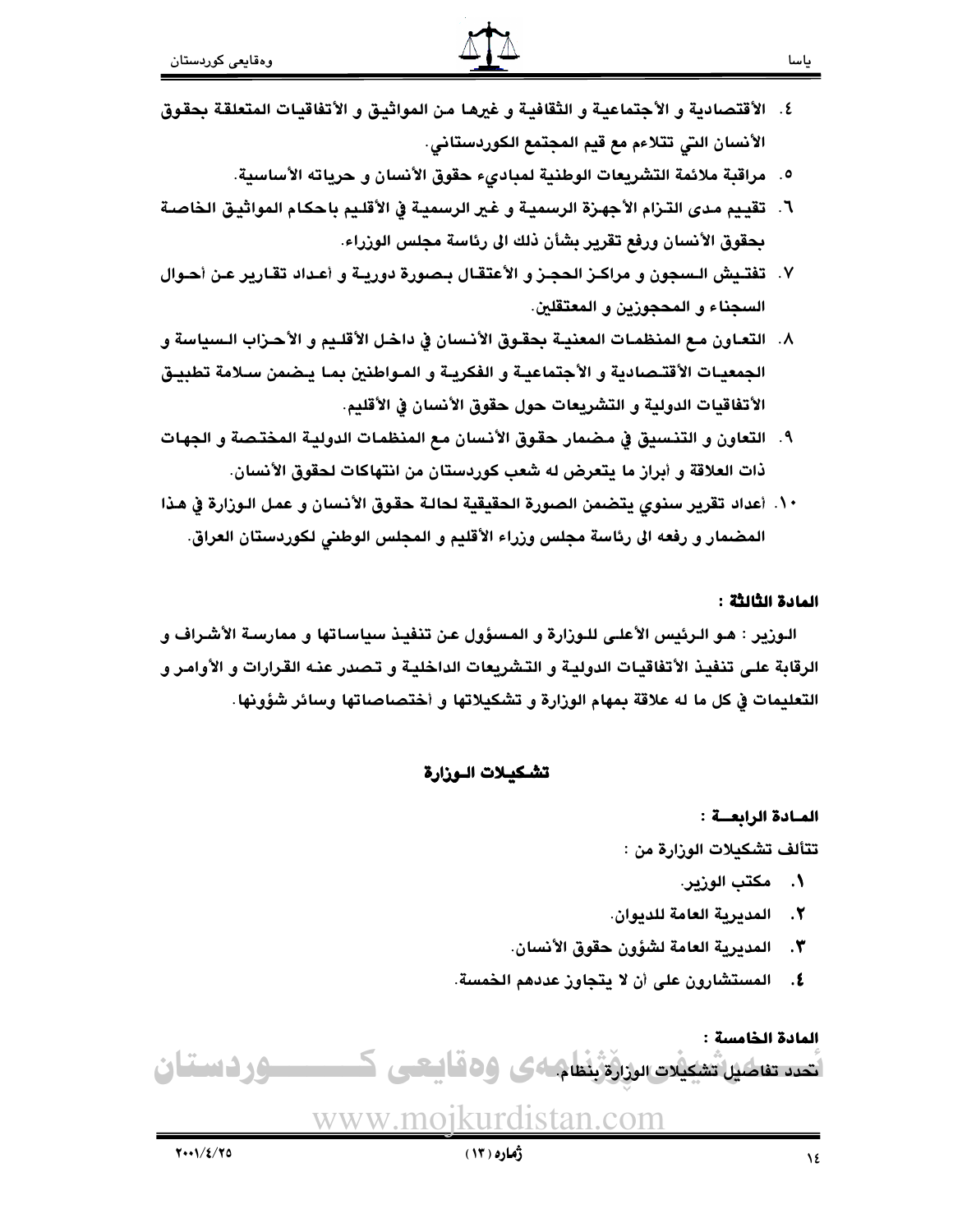٤. الأقتصادية و الأجتماعية و الثقافية و غيرها من المواثيق و الأتفاقيات المتعلقة بحقوق الأنسان التي تتلاءم مع قيم المجتمع الكوردستاني.

٥. مراقبة ملائمة التشريعات الوطنية لمبادىء حقوق الأنسان و حرياته الأساسية.

٦. تقييم مدى التزام الأجهزة الرسمية و غير الرسمية في الأقليم باحكام المواثيق الخاصة بحقوق الأنسان ورفع تقرير بشأن ذلك الى رئاسة مجلس الوزراء.

٧. تفتيش السجون و مراكز الحجز و الأعتقال بصورة دورية و أعداد تقارير عن أحوال السجناء و المحجوزين و المعتقلين.

٨. التعاون مع المنظمات المعنية بحقوق الأنسان في داخل الأقليم و الأحزاب السياسة و الجمعيات الأقتصادية و الأجتماعية و الفكرية و المواطنين بما يضمن سلامة تطبيق الأتفاقيات الدولية و التشريعات حول حقوق الأنسان في الأقليم.

٩. التعاون و التنسيق في مضمار حقوق الأنسان مع المنظمات الدولية المختصة و الجهات ذات العلاقة و أبراز ما يتعرض له شعب كوردستان من انتهاكات لحقوق الأنسان.

١٠. أعداد تقرير سنوي يتضمن الصورة الحقيقية لحالة حقوق الأنسان و عمل الوزارة في هذا المضمار و رفعه الى رئاسة مجلس وزراء الأقليم و المجلس الوطني لكوردستان العراق.

**المادة الثالثة :**

الوزير : هو الرئيس الأعلى للوزارة و المسؤول عن تنفيذ سياساتها و ممارسة الأشراف و الرقابة على تنفيذ الأتفاقيات الدولية و التشريعات الداخلية و تصدر عنه القرارات و الأوامر و التعليمات في كل ما له علاقة بمهام الوزارة و تشكيلاتها و أختصاصاتها وسائر شؤونها.

## تشكيلات الوزارة

**المادة الرابعة :**

تتألف تشكيلات الوزارة من :

١. مكتب الوزير.
٢. المديرية العامة للديوان.
٣. المديرية العامة لشؤون حقوق الأنسان.
٤. المستشارون على أن لا يتجاوز عددهم الخمسة.

**المادة الخامسة :**

تحدد تفاصيل تشكيلات الوزارة بنظام.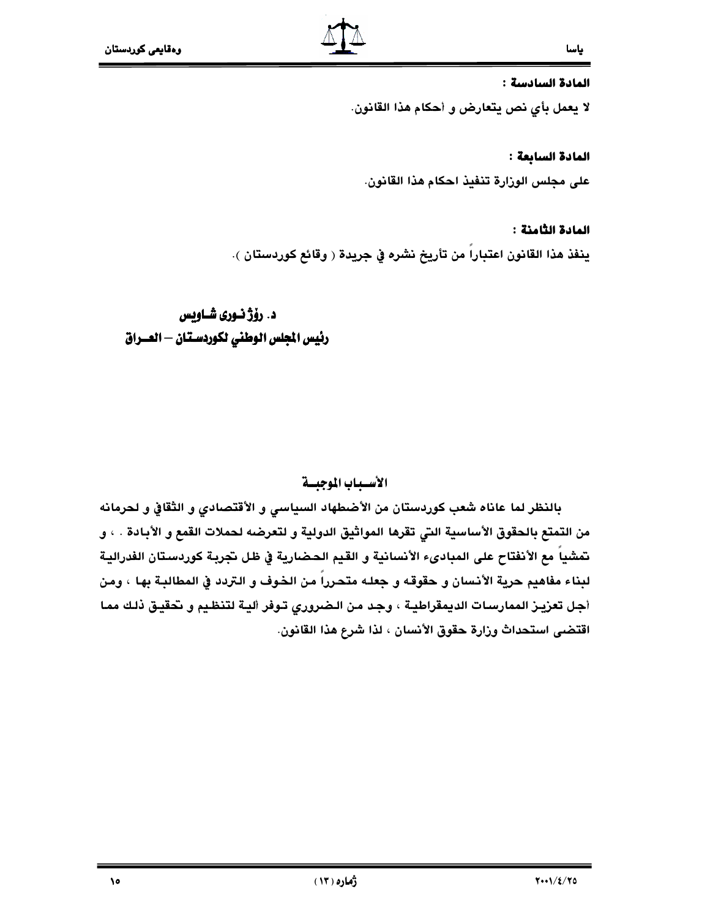**المادة السادسة :**

لا يعمل بأي نص يتعارض و أحكام هذا القانون.

**المادة السابعة :**

على مجلس الوزارة تنفيذ احكام هذا القانون.

**المادة الثامنة :**

ينفذ هذا القانون اعتباراً من تأريخ نشره في جريدة ( وقائع كوردستان ).

**د. رۆژنـوری شـاويس**

**رئيس المجلس الوطني لكوردستـان – العــراق**

## الأسـباب الموجبـة

بالنظر لما عاناه شعب كوردستان من الأضطهاد السياسي و الأقتصادي و الثقافي و لحرمانه من التمتع بالحقوق الأساسية التي تقرها المواثيق الدولية و لتعرضه لحملات القمع و الأبادة . ، و تمشياً مع الأنفتاح على المبادىء الأنسانية و القيم الحضارية في ظل تجربة كوردستان الفدرالية لبناء مفاهيم حرية الأنسان و حقوقه و جعله متحرراً من الخوف و التردد في المطالبة بها ، ومن أجل تعزيز الممارسات الديمقراطية ، وجد من الضروري توفر ألية لتنظيم و تحقيق ذلك مما اقتضى استحداث وزارة حقوق الأنسان ، لذا شرع هذا القانون.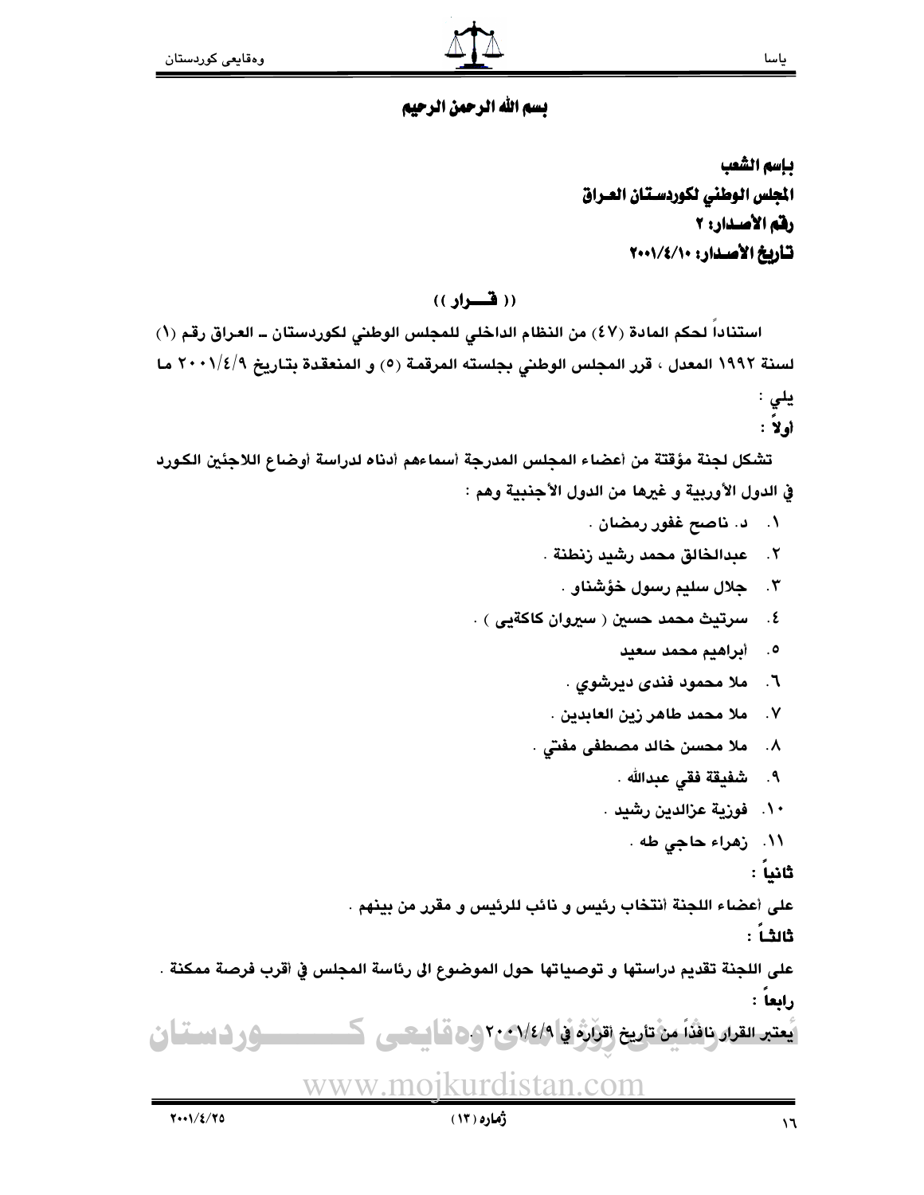بسم الله الرحمن الرحيم

**بإسم الشعب**
**المجلس الوطني لكوردستان العراق**
**رقم الأصـدار: ٢**
**تـاريخ الأصـدار: ٢٠٠١/٤/١٠**

**(( قـــرار ))**

استناداً لحكم المادة (٤٧) من النظام الداخلي للمجلس الوطني لكوردستان ـ العراق رقم (١) لسنة ١٩٩٢ المعدل ، قرر المجلس الوطني بجلسته المرقمة (٥) و المنعقدة بتاريخ ٢٠٠١/٤/٩ ما يلي :

**أولاً :**

تشكل لجنة مؤقتة من أعضاء المجلس المدرجة أسماءهم أدناه لدراسة أوضاع اللاجئين الكورد في الدول الأوربية و غيرها من الدول الأجنبية وهم :

١. د. ناصح غفور رمضان .
٢. عبدالخالق محمد رشيد زنطنة .
٣. جلال سليم رسول خؤشناو .
٤. سرتيث محمد حسين ( سيروان كاكةيى ) .
٥. أبراهيم محمد سعيد
٦. ملا محمود فندى ديرشوي .
٧. ملا محمد طاهر زين العابدين .
٨. ملا محسن خالد مصطفى مفتي .
٩. شفيقة فقي عبدالله .
١٠. فوزية عزالدين رشيد .
١١. زهراء حاجي طه .

**ثانياً :**

على أعضاء اللجنة أنتخاب رئيس و نائب للرئيس و مقرر من بينهم .

**ثالثاً :**

على اللجنة تقديم دراستها و توصياتها حول الموضوع الى رئاسة المجلس في أقرب فرصة ممكنة .

**رابعاً :**

يعتبر القرار نافذاً من تأريخ أقراره في ٢٠٠١/٤/٩ .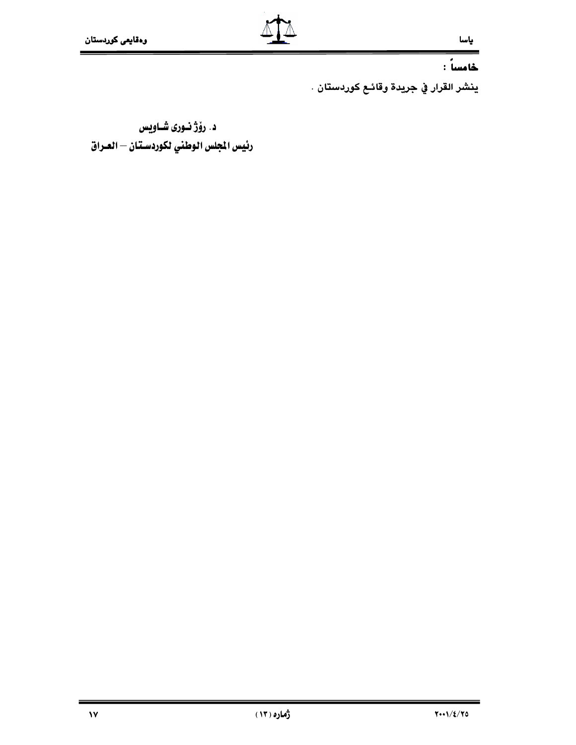**خامساً :**

ينشر القرار في جريدة وقائع كوردستان .

**د. رۆژ نـوری شـاویس**
**رئيس المجلس الوطني لكوردستـان – العـراق**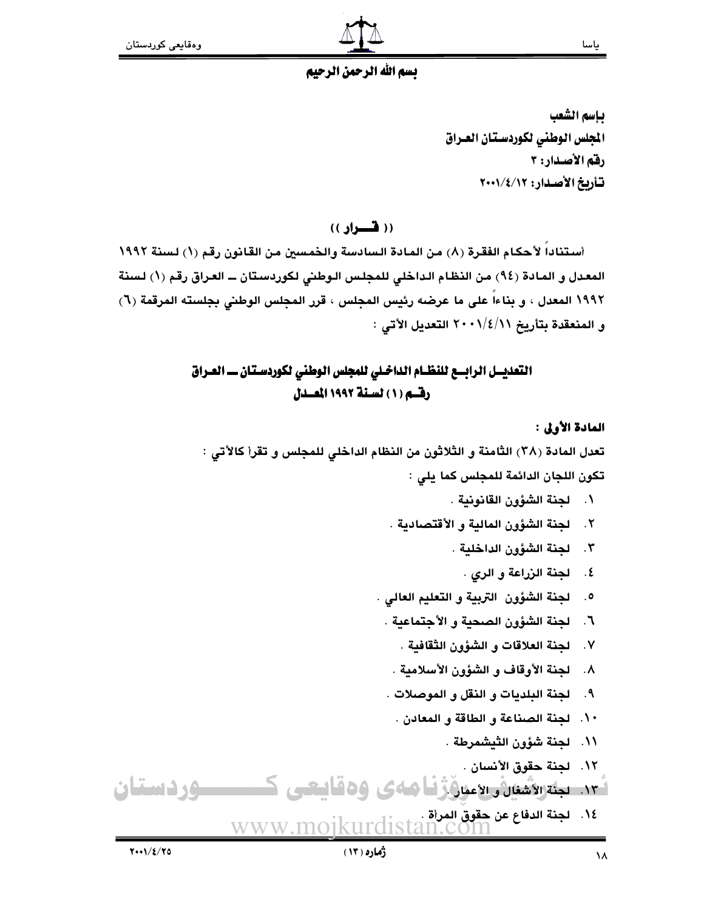بسم الله الرحمن الرحيم

**بإسم الشعب**
**المجلس الوطني لكوردستان العراق**
**رقم الأصدار: ٣**
**تأريخ الأصدار: ٢٠٠١/٤/١٢**

## (( قـــرار ))

أستناداً لأحكام الفقرة (٨) من المادة السادسة والخمسين من القانون رقم (١) لسنة ١٩٩٢ المعدل و المادة (٩٤) من النظام الداخلي للمجلس الوطني لكوردستان ــ العراق رقم (١) لسنة ١٩٩٢ المعدل ، و بناءاً على ما عرضه رئيس المجلس ، قرر المجلس الوطني بجلسته المرقمة (٦) و المنعقدة بتأريخ ٢٠٠١/٤/١١ التعديل الآتي :

## التعديـل الرابـع للنظـام الداخلي للمجلس الوطني لكوردستـان ــ العـراق رقـم (١) لسـنة ١٩٩٢ المعـدل

**المادة الأولى :**

تعدل المادة (٣٨) الثامنة و الثلاثون من النظام الداخلي للمجلس و تقرأ كالأتي :

تكون اللجان الدائمة للمجلس كما يلي :

١. لجنة الشؤون القانونية .
٢. لجنة الشؤون المالية و الأقتصادية .
٣. لجنة الشؤون الداخلية .
٤. لجنة الزراعة و الري .
٥. لجنة الشؤون التربية و التعليم العالي .
٦. لجنة الشؤون الصحية و الأجتماعية .
٧. لجنة العلاقات و الشؤون الثقافية .
٨. لجنة الأوقاف و الشؤون الأسلامية .
٩. لجنة البلديات و النقل و الموصلات .
١٠. لجنة الصناعة و الطاقة و المعادن .
١١. لجنة شؤون الثيشمرطة .
١٢. لجنة حقوق الأنسان .
١٣. لجنة الأشغال و الأعمار .
١٤. لجنة الدفاع عن حقوق المرأة .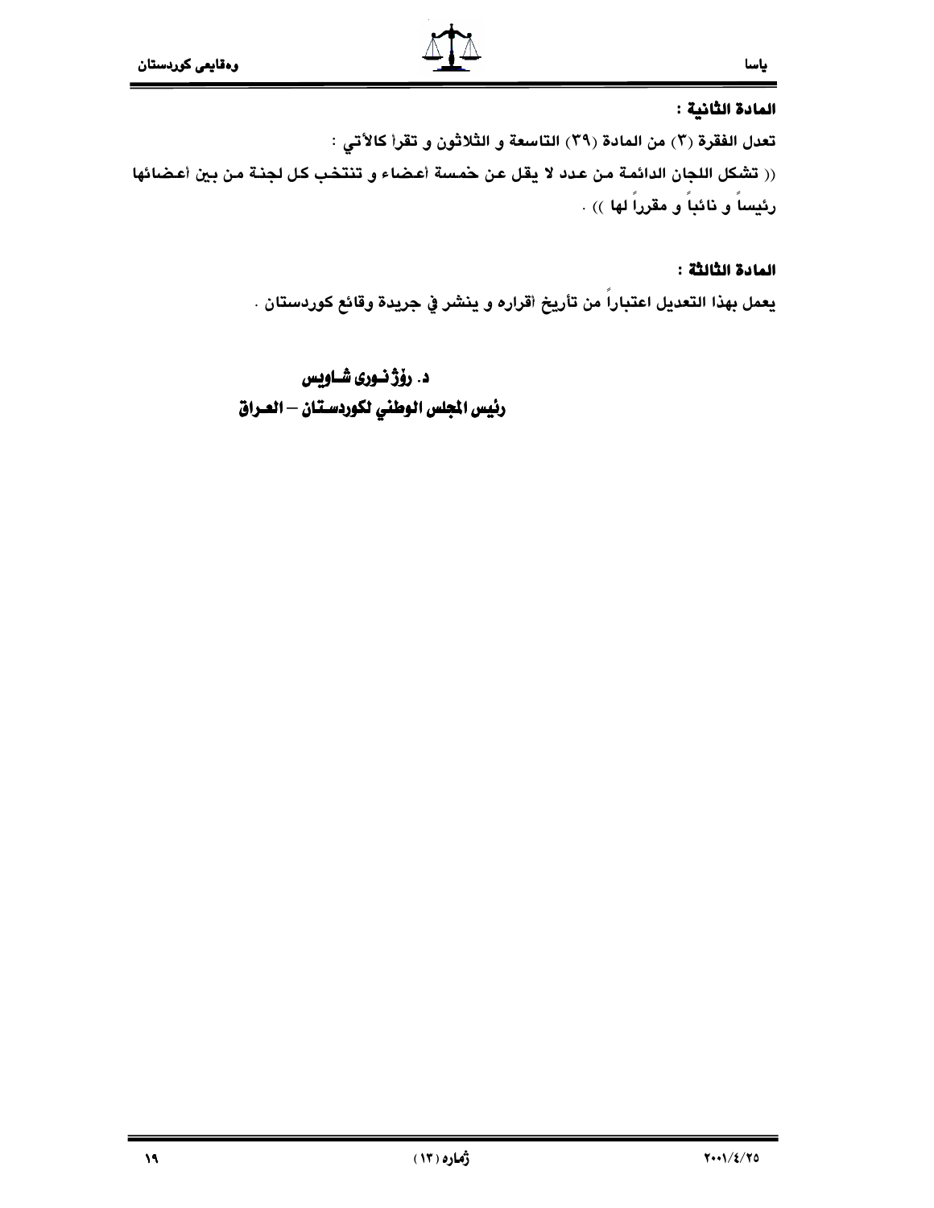**المادة الثانية :**

تعدل الفقرة (٣) من المادة (٣٩) التاسعة و الثلاثون و تقرأ كالآتي :

(( تشكل اللجان الدائمة من عدد لا يقل عن خمسة أعضاء و تنتخب كل لجنة من بين أعضائها رئيساً و نائباً و مقرراً لها )) .

**المادة الثالثة :**

يعمل بهذا التعديل اعتباراً من تأريخ أقراره و ينشر في جريدة وقائع كوردستان .

**د. رۆژنوری شاویس**

**رئيس المجلس الوطني لكوردستان – العراق**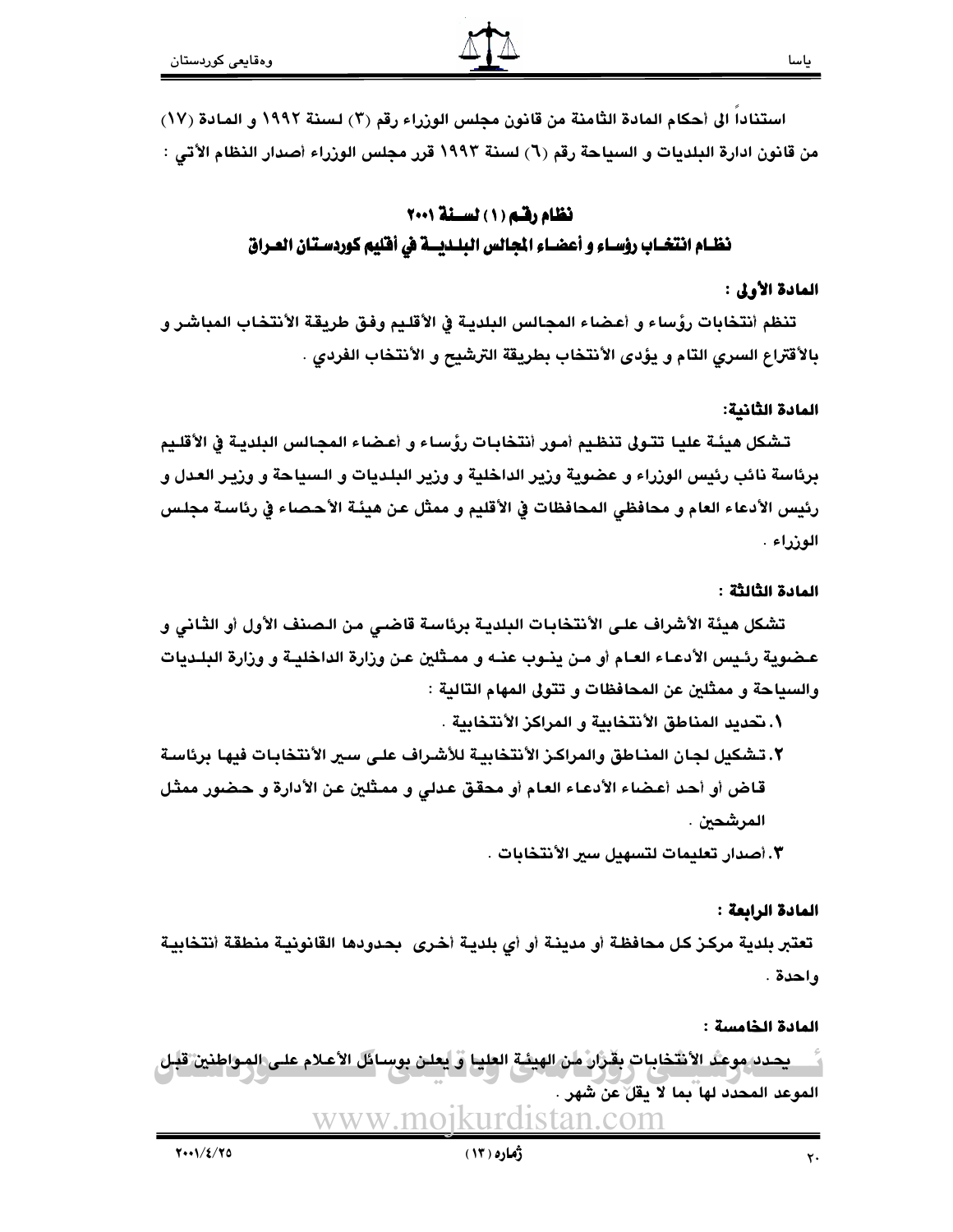استناداً الى أحكام المادة الثامنة من قانون مجلس الوزراء رقم (٣) لسنة ١٩٩٢ و المادة (١٧) من قانون ادارة البلديات و السياحة رقم (٦) لسنة ١٩٩٣ قرر مجلس الوزراء أصدار النظام الأتي :

## نظام رقم (١) لسنة ٢٠٠١
## نظام انتخاب رؤساء و أعضاء المجالس البلدية في أقليم كوردستان العراق

**المادة الأولى :**

تنظم أنتخابات رؤساء و أعضاء المجالس البلدية في الأقليم وفق طريقة الأنتخاب المباشر و بالأقتراع السري التام و يؤدى الأنتخاب بطريقة الترشيح و الأنتخاب الفردي .

**المادة الثانية:**

تشكل هيئة عليا تتولى تنظيم أمور أنتخابات رؤساء و أعضاء المجالس البلدية في الأقليم برئاسة نائب رئيس الوزراء و عضوية وزير الداخلية و وزير البلديات و السياحة و وزير العدل و رئيس الأدعاء العام و محافظي المحافظات في الأقليم و ممثل عن هيئة الأحصاء في رئاسة مجلس الوزراء .

**المادة الثالثة :**

تشكل هيئة الأشراف على الأنتخابات البلدية برئاسة قاضي من الصنف الأول أو الثاني و عضوية رئيس الأدعاء العام أو من ينوب عنه و ممثلين عن وزارة الداخلية و وزارة البلديات والسياحة و ممثلين عن المحافظات و تتولى المهام التالية :

١. تحديد المناطق الأنتخابية و المراكز الأنتخابية .
٢. تشكيل لجان المناطق والمراكز الأنتخابية للأشراف على سير الأنتخابات فيها برئاسة قاض أو أحد أعضاء الأدعاء العام أو محقق عدلي و ممثلين عن الأدارة و حضور ممثل المرشحين .
٣. أصدار تعليمات لتسهيل سير الأنتخابات .

**المادة الرابعة :**

تعتبر بلدية مركز كل محافظة أو مدينة أو أي بلدية أخرى بحدودها القانونية منطقة أنتخابية واحدة .

**المادة الخامسة :**

يحدد موعد الأنتخابات بقرار من الهيئة العليا و يعلن بوسائل الأعلام على المواطنين قبل الموعد المحدد لها بما لا يقل عن شهر .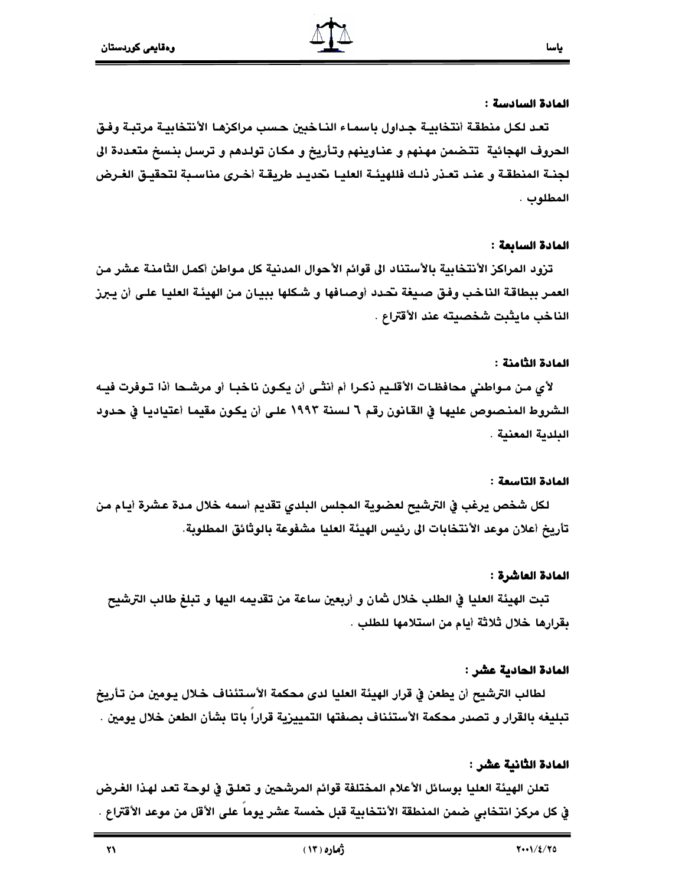**المادة السادسة :**

تعد لكل منطقة أنتخابية جداول باسماء الناخبين حسب مراكزها الأنتخابية مرتبة وفق الحروف الهجائية تتضمن مهنهم و عناوينهم وتأريخ و مكان تولدهم و ترسل بنسخ متعددة الى لجنة المنطقة و عند تعذر ذلك فللهيئة العليا تحديد طريقة أخرى مناسبة لتحقيق الغرض المطلوب .

**المادة السابعة :**

تزود المراكز الأنتخابية بالأستناد الى قوائم الأحوال المدنية كل مواطن أكمل الثامنة عشر من العمر ببطاقة الناخب وفق صيغة تحدد أوصافها و شكلها ببيان من الهيئة العليا على أن يبرز الناخب مايثبت شخصيته عند الأقتراع .

**المادة الثامنة :**

لأي من مواطني محافظات الأقليم ذكرا أم أنثى أن يكون ناخبا أو مرشحا أذا توفرت فيه الشروط المنصوص عليها في القانون رقم ٦ لسنة ١٩٩٣ على أن يكون مقيما أعتياديا في حدود البلدية المعنية .

**المادة التاسعة :**

لكل شخص يرغب في الترشيح لعضوية المجلس البلدي تقديم أسمه خلال مدة عشرة أيام من تأريخ أعلان موعد الأنتخابات الى رئيس الهيئة العليا مشفوعة بالوثائق المطلوبة.

**المادة العاشرة :**

تبت الهيئة العليا في الطلب خلال ثمان و أربعين ساعة من تقديمه اليها و تبلغ طالب الترشيح بقرارها خلال ثلاثة أيام من استلامها للطلب .

**المادة الحادية عشر :**

لطالب الترشيح أن يطعن في قرار الهيئة العليا لدى محكمة الأستئناف خلال يومين من تأريخ تبليغه بالقرار و تصدر محكمة الأستئناف بصفتها التمييزية قراراً باتا بشأن الطعن خلال يومين .

**المادة الثانية عشر :**

تعلن الهيئة العليا بوسائل الأعلام المختلفة قوائم المرشحين و تعلق في لوحة تعد لهذا الغرض في كل مركز انتخابي ضمن المنطقة الأنتخابية قبل خمسة عشر يوماً على الأقل من موعد الأقتراع .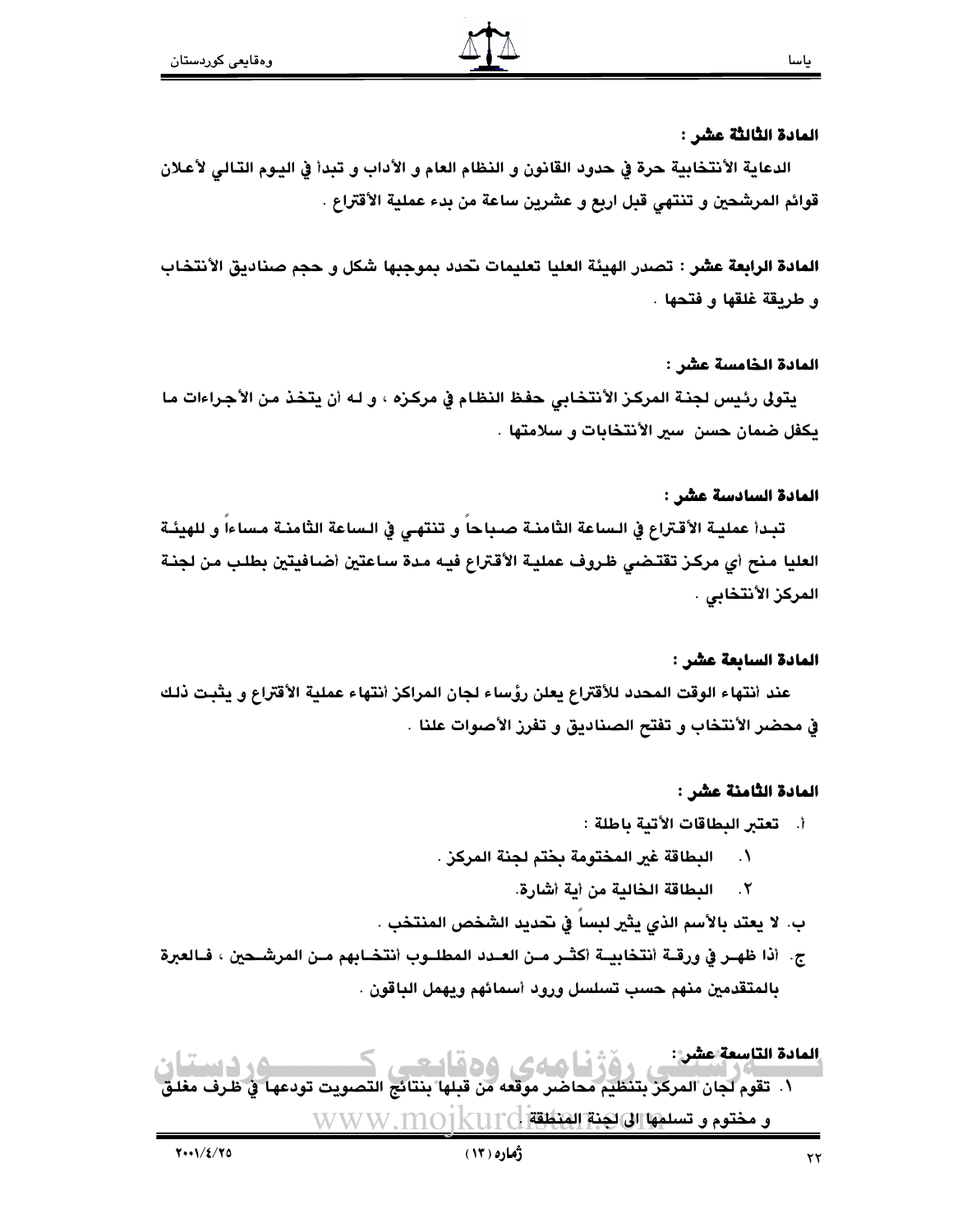**المادة الثالثة عشر :**

الدعاية الأنتخابية حرة في حدود القانون و النظام العام و الأداب و تبدأ في اليوم التالي لأعلان قوائم المرشحين و تنتهي قبل اربع و عشرين ساعة من بدء عملية الأقتراع .

**المادة الرابعة عشر :** تصدر الهيئة العليا تعليمات تحدد بموجبها شكل و حجم صناديق الأنتخاب و طريقة غلقها و فتحها .

**المادة الخامسة عشر :**

يتولى رئيس لجنة المركز الأنتخابي حفظ النظام في مركزه ، و له أن يتخذ من الأجراءات ما يكفل ضمان حسن سير الأنتخابات و سلامتها .

**المادة السادسة عشر :**

تبدأ عملية الأقتراع في الساعة الثامنة صباحاً و تنتهي في الساعة الثامنة مساءاً و للهيئة العليا منح أي مركز تقتضي ظروف عملية الأقتراع فيه مدة ساعتين أضافيتين بطلب من لجنة المركز الأنتخابي .

**المادة السابعة عشر :**

عند أنتهاء الوقت المحدد للأقتراع يعلن رؤساء لجان المراكز أنتهاء عملية الأقتراع و يثبت ذلك في محضر الأنتخاب و تفتح الصناديق و تفرز الأصوات علنا .

**المادة الثامنة عشر :**

أ. تعتبر البطاقات الأتية باطلة :

١. البطاقة غير المختومة بختم لجنة المركز .

٢. البطاقة الخالية من أية أشارة.

ب. لا يعتد بالأسم الذي يثير لبساً في تحديد الشخص المنتخب .

ج. أذا ظهر في ورقة أنتخابية أكثر من العدد المطلوب أنتخابهم من المرشحين ، فالعبرة بالمتقدمين منهم حسب تسلسل ورود أسمائهم ويهمل الباقون .

**المادة التاسعة عشر :**

١. تقوم لجان المركز بتنظيم محاضر موقعه من قبلها بنتائج التصويت تودعها في ظرف مغلق و مختوم و تسلمها الى لجنة المنطقة .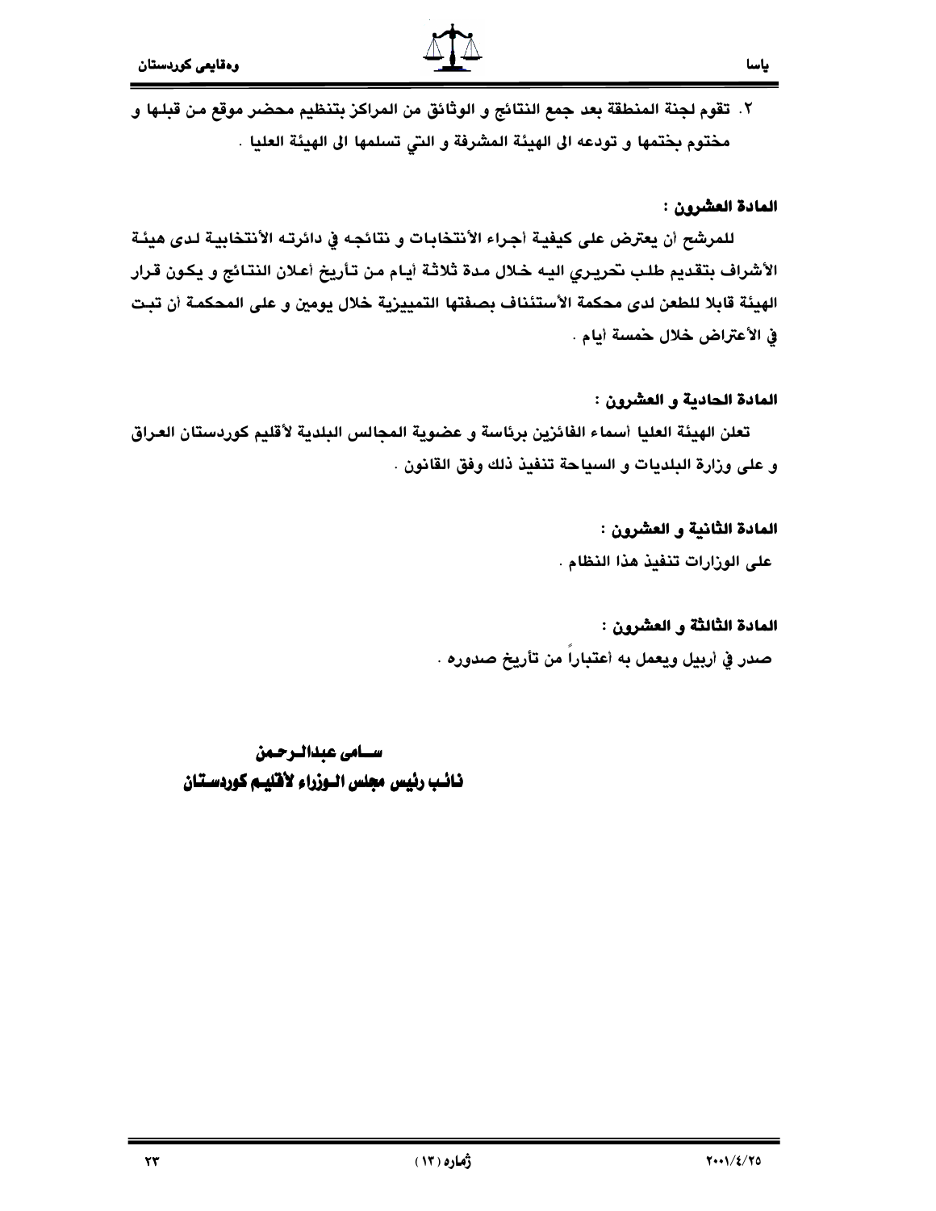٢. تقوم لجنة المنطقة بعد جمع النتائج و الوثائق من المراكز بتنظيم محضر موقع من قبلها و مختوم بختمها و تودعه الى الهيئة المشرفة و التي تسلمها الى الهيئة العليا .

**المادة العشرون :**

للمرشح أن يعترض على كيفية أجراء الأنتخابات و نتائجه في دائرته الأنتخابية لدى هيئة الأشراف بتقديم طلب تحريري اليه خلال مدة ثلاثة أيام من تأريخ أعلان النتائج و يكون قرار الهيئة قابلا للطعن لدى محكمة الأستئناف بصفتها التمييزية خلال يومين و على المحكمة أن تبت في الأعتراض خلال خمسة أيام .

**المادة الحادية و العشرون :**

تعلن الهيئة العليا أسماء الفائزين برئاسة و عضوية المجالس البلدية لأقليم كوردستان العراق و على وزارة البلديات و السياحة تنفيذ ذلك وفق القانون .

**المادة الثانية و العشرون :**

على الوزارات تنفيذ هذا النظام .

**المادة الثالثة و العشرون :**

صدر في أربيل ويعمل به أعتباراً من تأريخ صدوره .

**سامي عبدالرحمن**

**نائب رئيس مجلس الوزراء لأقليم كوردستان**